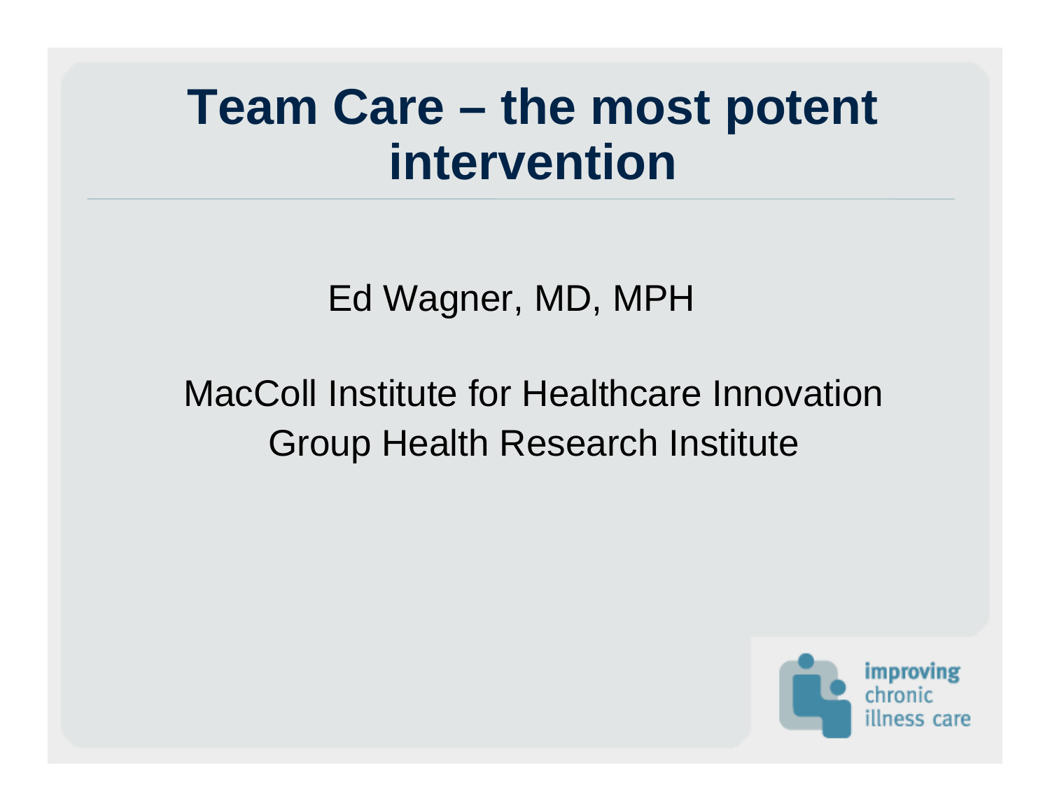# Team Care – the most potent intervention

Ed Wagner, MD, MPH

MacColl Institute for Healthcare Innovation
Group Health Research Institute

improving chronic illness care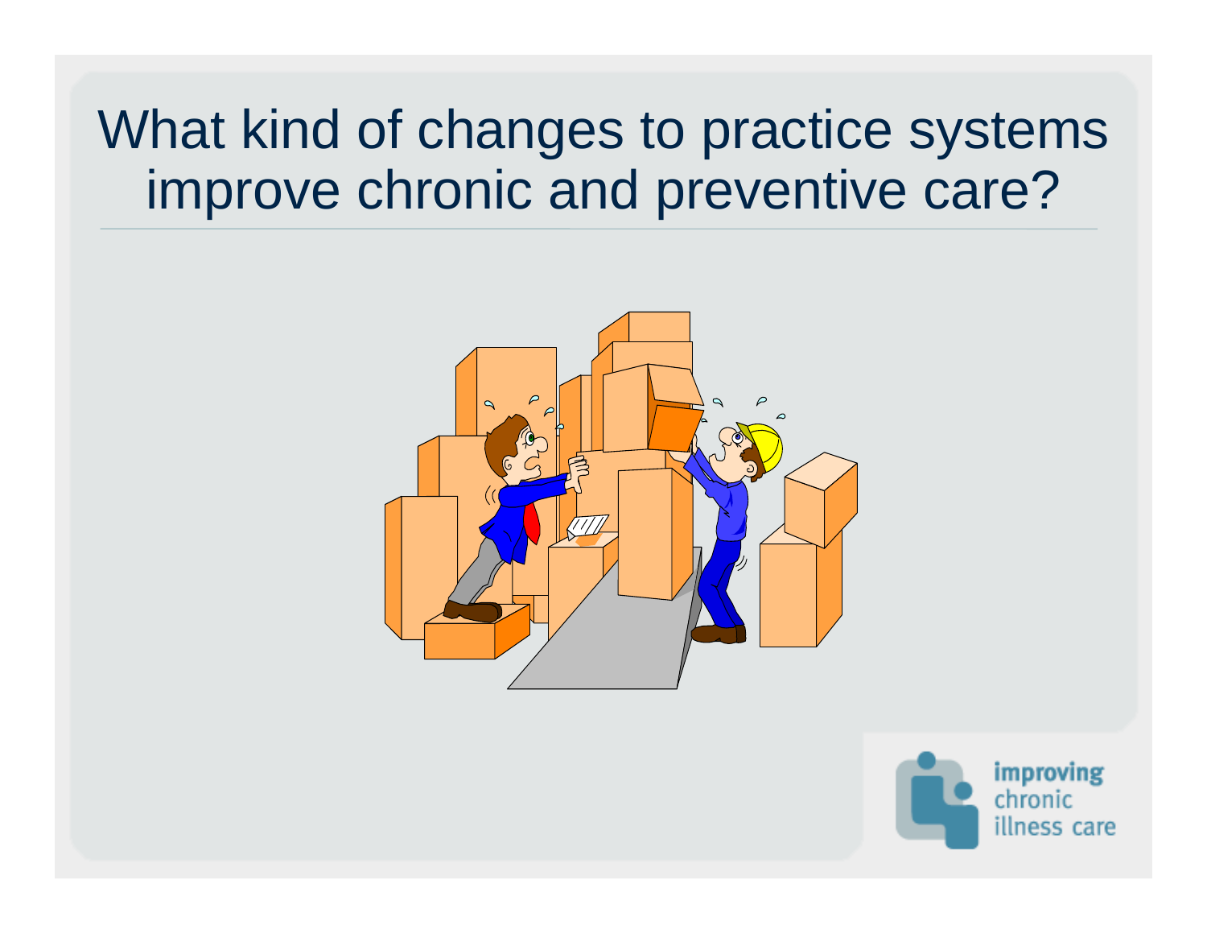# What kind of changes to practice systems improve chronic and preventive care?

improving chronic illness care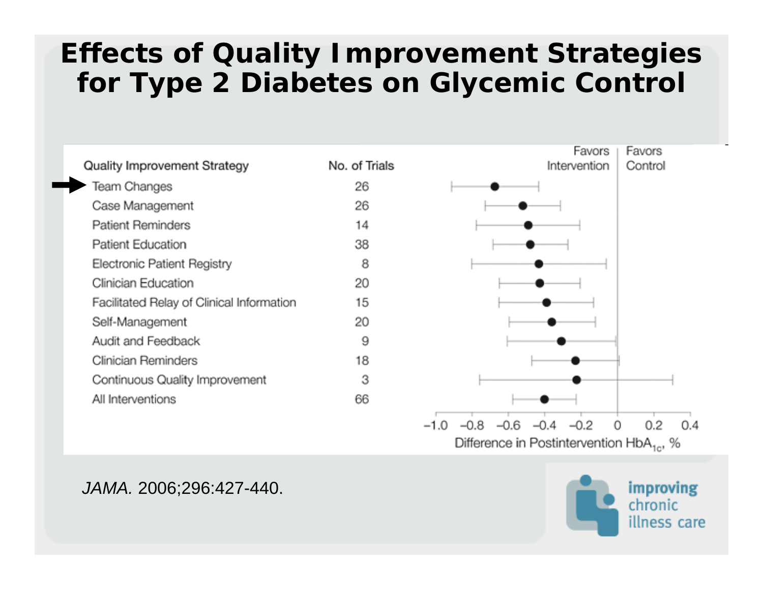# Effects of Quality Improvement Strategies for Type 2 Diabetes on Glycemic Control

| Quality Improvement Strategy | No. of Trials |
| --- | --- |
| Team Changes | 26 |
| Case Management | 26 |
| Patient Reminders | 14 |
| Patient Education | 38 |
| Electronic Patient Registry | 8 |
| Clinician Education | 20 |
| Facilitated Relay of Clinical Information | 15 |
| Self-Management | 20 |
| Audit and Feedback | 9 |
| Clinician Reminders | 18 |
| Continuous Quality Improvement | 3 |
| All Interventions | 66 |

Favors Intervention | Favors Control

−1.0 −0.8 −0.6 −0.4 −0.2 0 0.2 0.4

Difference in Postintervention $HbA_{1c}$, %

*JAMA.* 2006;296:427-440.

improving chronic illness care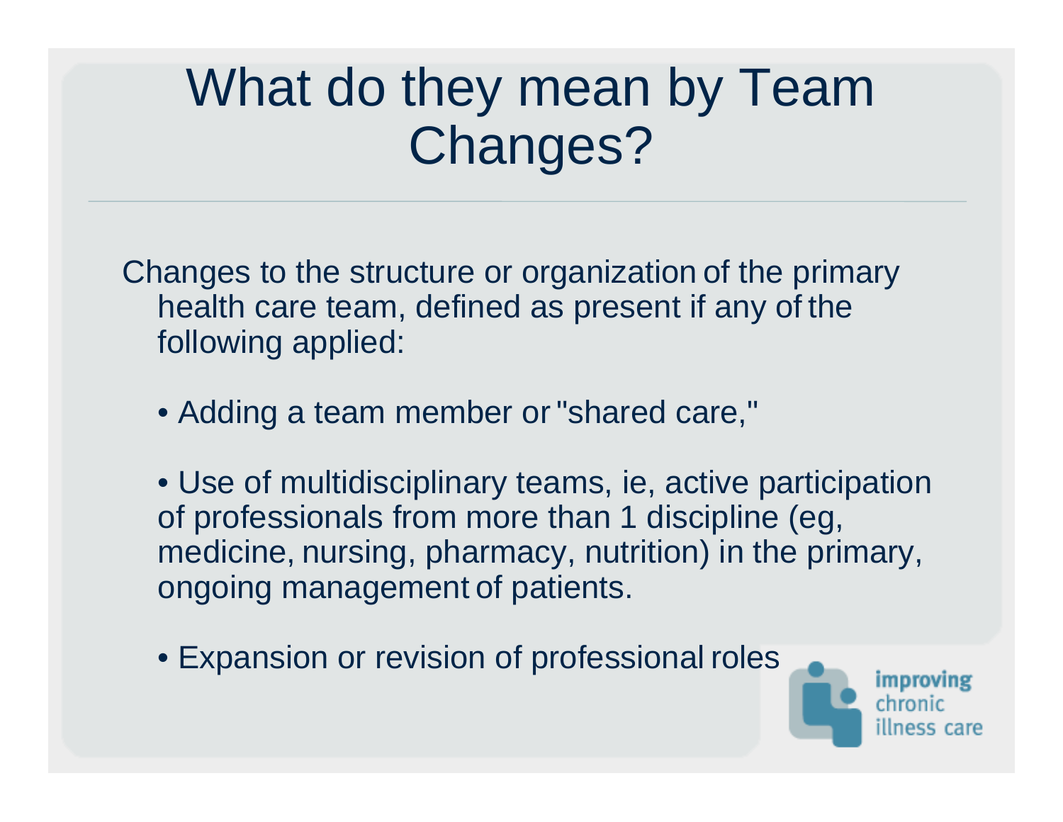# What do they mean by Team Changes?

Changes to the structure or organization of the primary health care team, defined as present if any of the following applied:

- Adding a team member or "shared care,"
- Use of multidisciplinary teams, ie, active participation of professionals from more than 1 discipline (eg, medicine, nursing, pharmacy, nutrition) in the primary, ongoing management of patients.
- Expansion or revision of professional roles

improving chronic illness care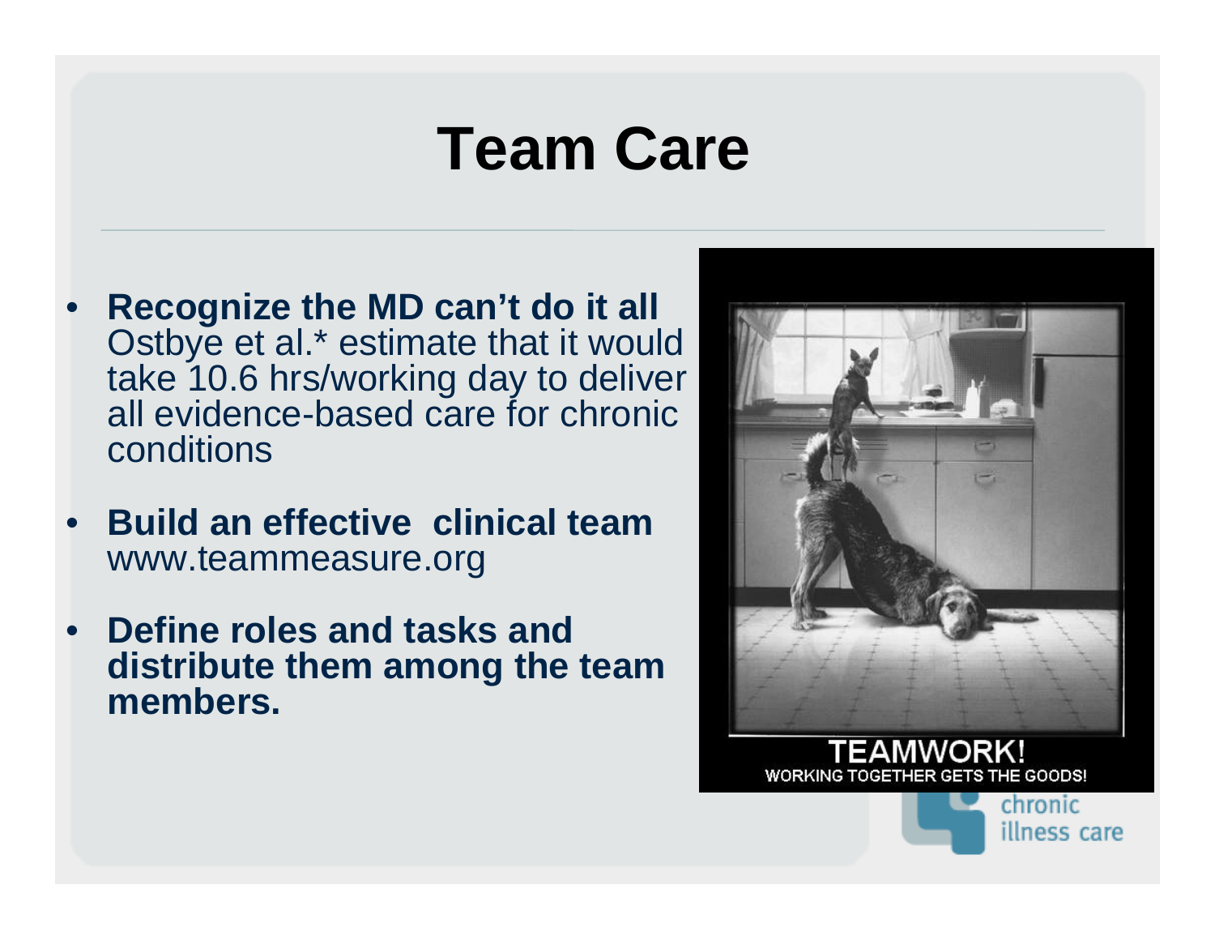# Team Care

- **Recognize the MD can't do it all**
  Ostbye et al.* estimate that it would take 10.6 hrs/working day to deliver all evidence-based care for chronic conditions
- **Build an effective clinical team**
  www.teammeasure.org
- **Define roles and tasks and distribute them among the team members.**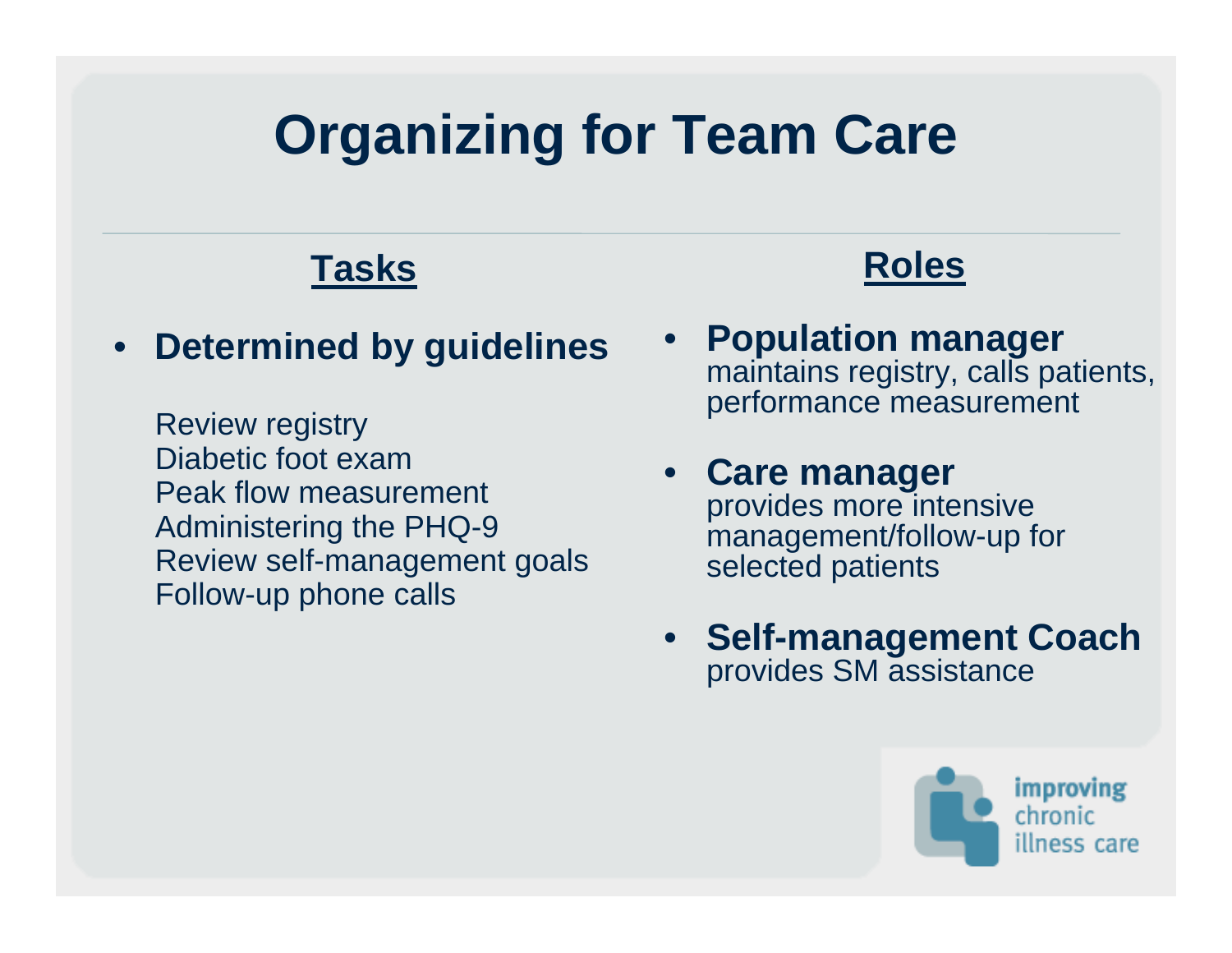# Organizing for Team Care

## Tasks

- **Determined by guidelines**

  Review registry
  Diabetic foot exam
  Peak flow measurement
  Administering the PHQ-9
  Review self-management goals
  Follow-up phone calls

## Roles

- **Population manager**
  maintains registry, calls patients, performance measurement

- **Care manager**
  provides more intensive management/follow-up for selected patients

- **Self-management Coach**
  provides SM assistance

improving chronic illness care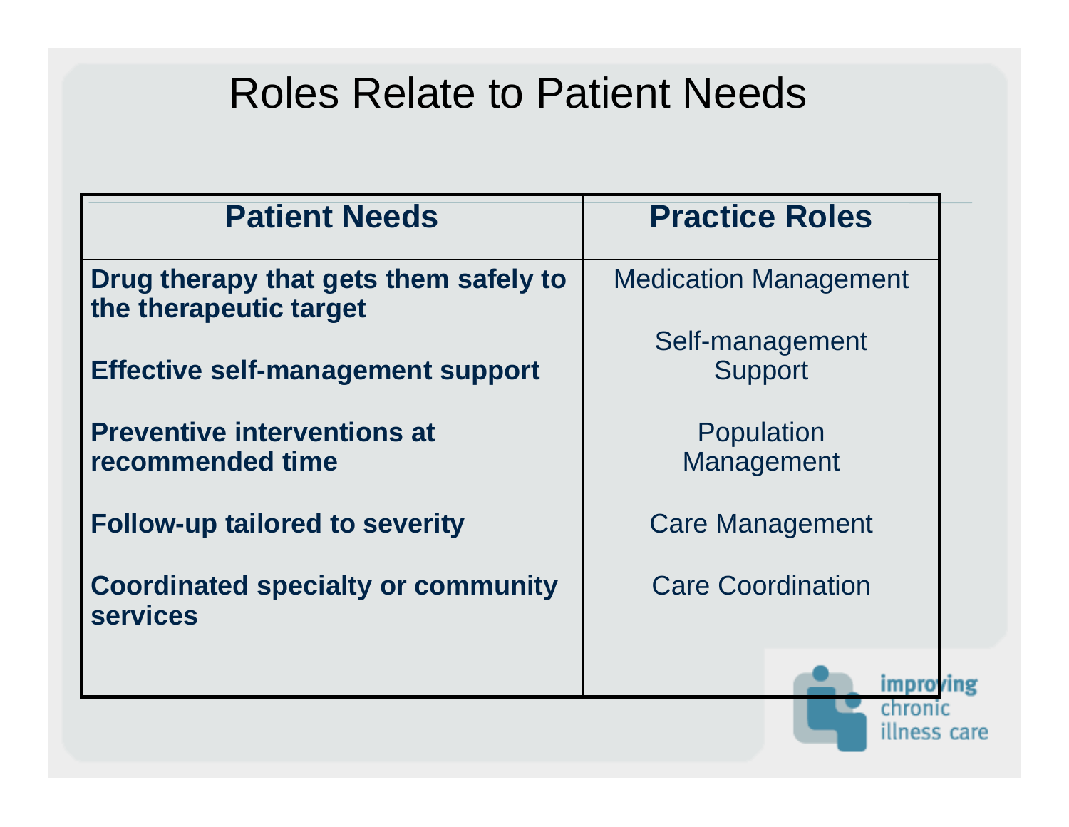# Roles Relate to Patient Needs

| Patient Needs | Practice Roles |
|---|---|
| **Drug therapy that gets them safely to the therapeutic target** | Medication Management |
| **Effective self-management support** | Self-management Support |
| **Preventive interventions at recommended time** | Population Management |
| **Follow-up tailored to severity** | Care Management |
| **Coordinated specialty or community services** | Care Coordination |

improving chronic illness care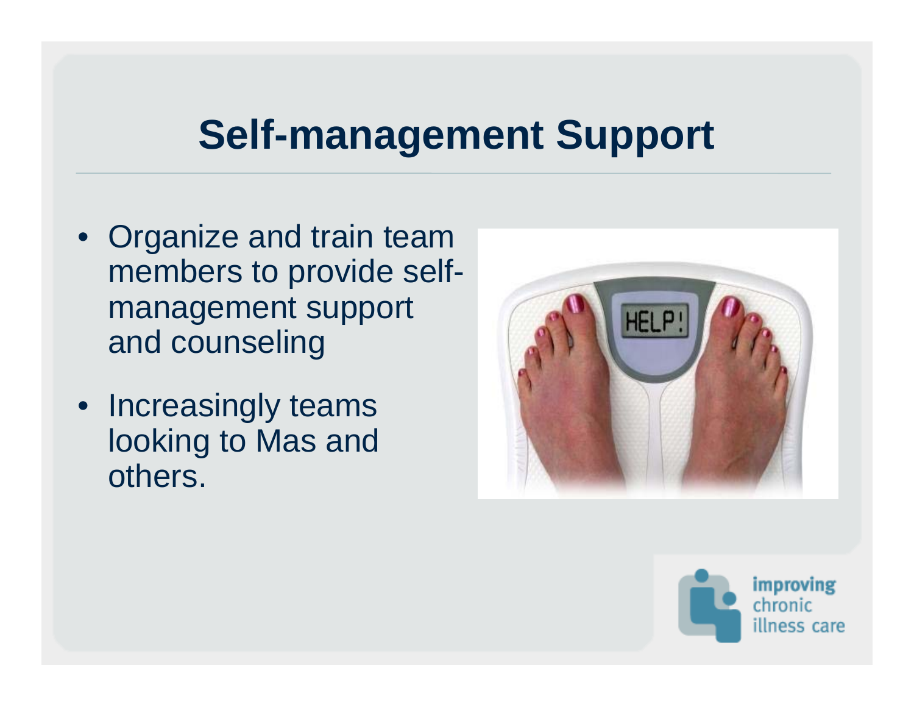# Self-management Support

- Organize and train team members to provide self-management support and counseling
- Increasingly teams looking to Mas and others.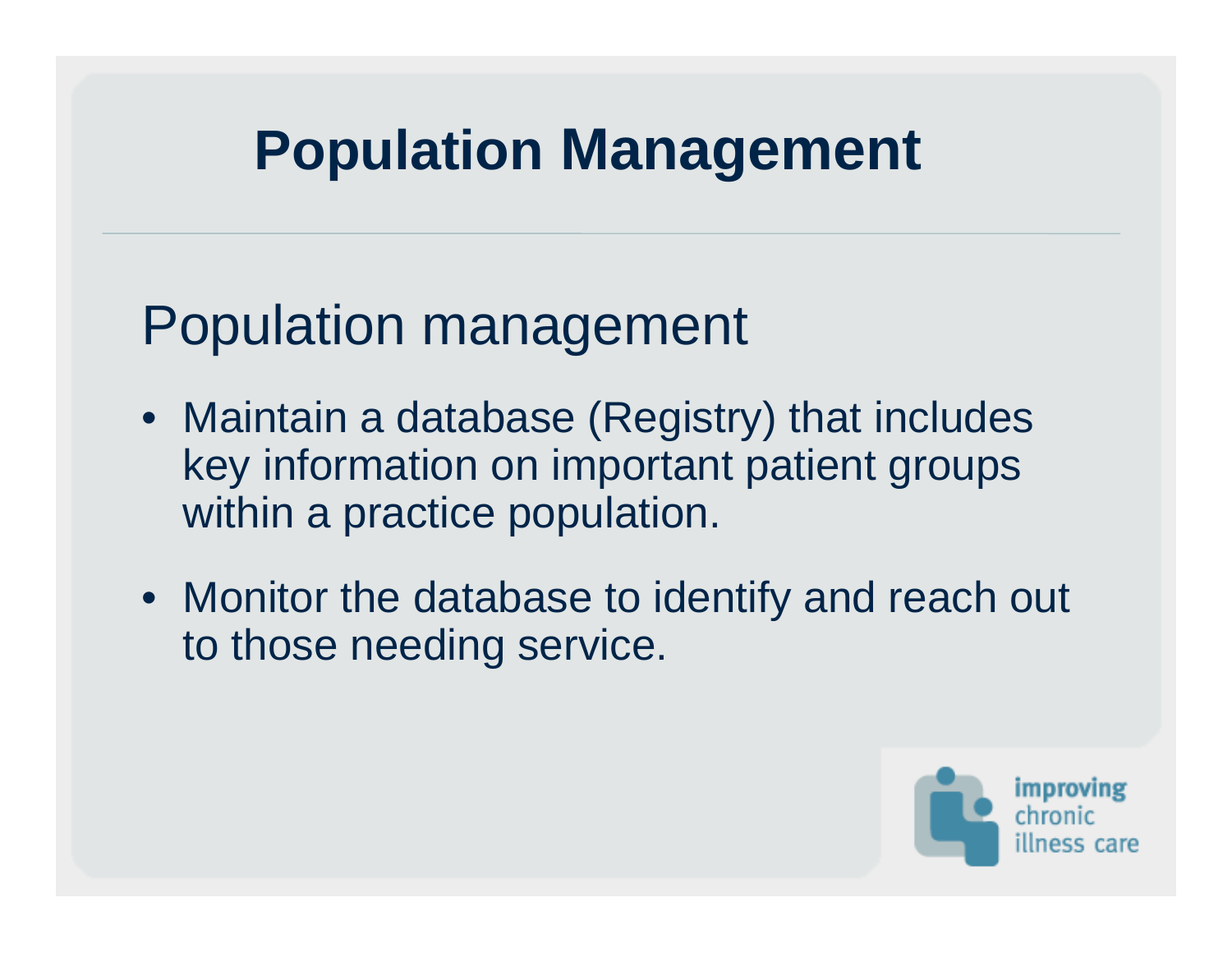# Population Management

## Population management

- Maintain a database (Registry) that includes key information on important patient groups within a practice population.
- Monitor the database to identify and reach out to those needing service.

improving chronic illness care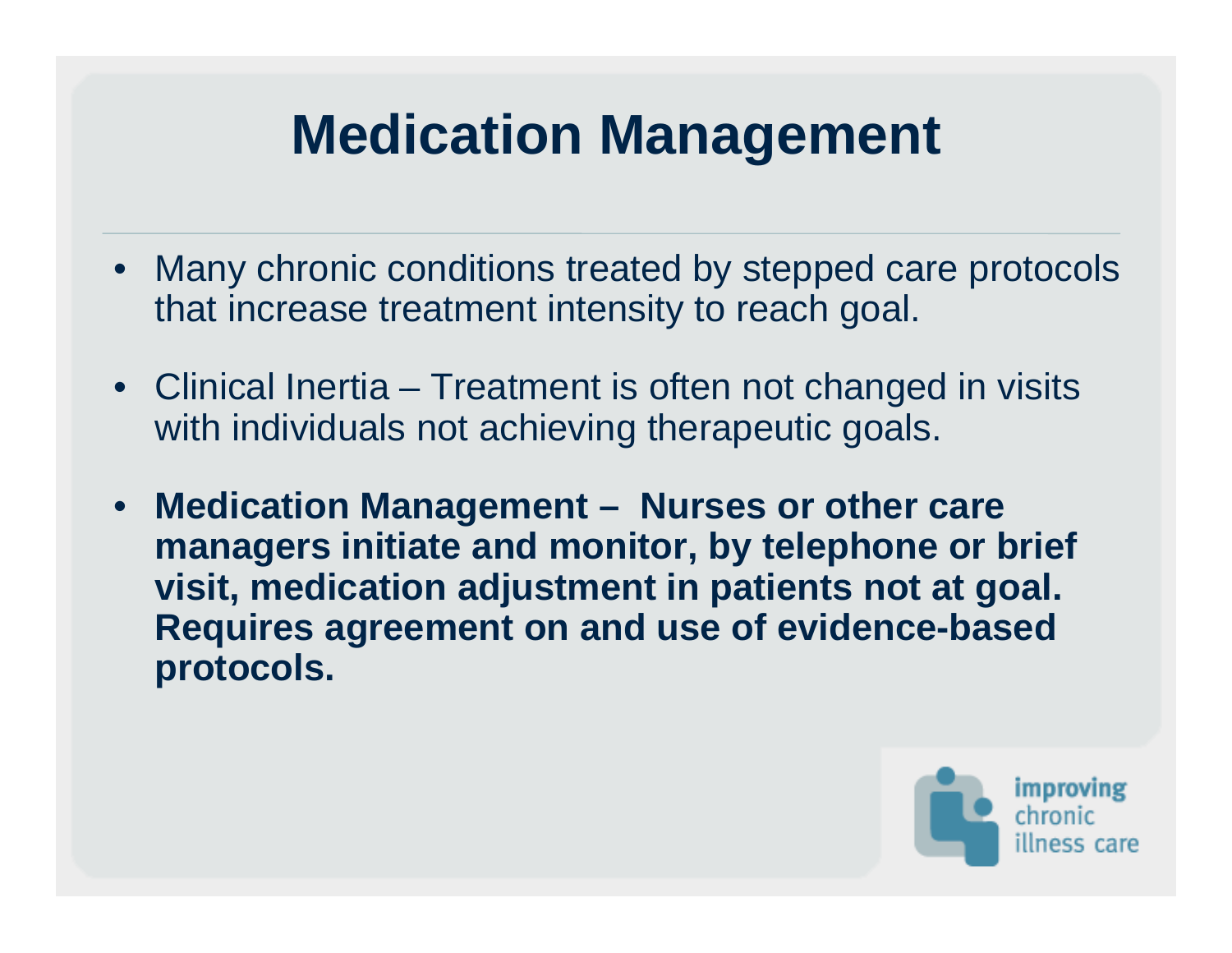# Medication Management

- Many chronic conditions treated by stepped care protocols that increase treatment intensity to reach goal.
- Clinical Inertia – Treatment is often not changed in visits with individuals not achieving therapeutic goals.
- **Medication Management – Nurses or other care managers initiate and monitor, by telephone or brief visit, medication adjustment in patients not at goal. Requires agreement on and use of evidence-based protocols.**

improving chronic illness care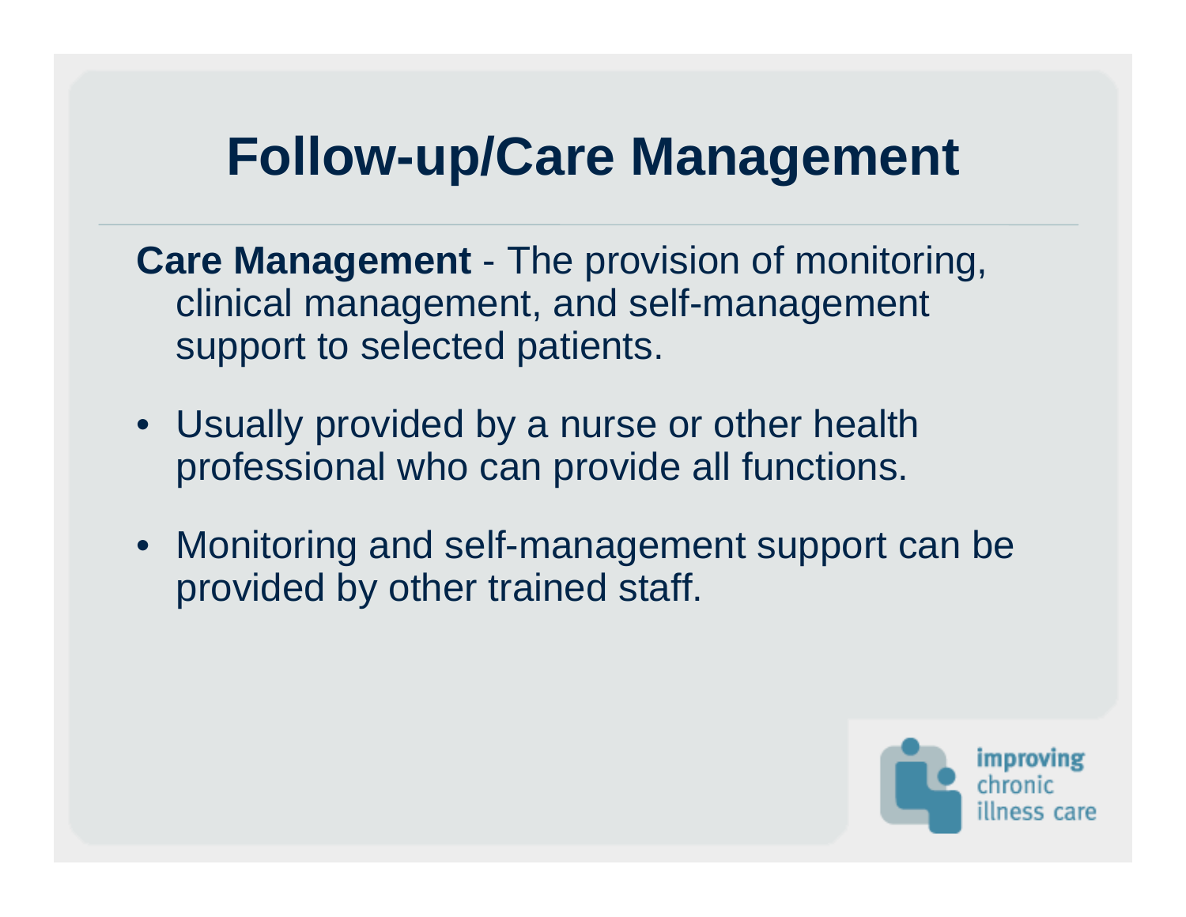# Follow-up/Care Management

**Care Management** - The provision of monitoring, clinical management, and self-management support to selected patients.

- Usually provided by a nurse or other health professional who can provide all functions.
- Monitoring and self-management support can be provided by other trained staff.

improving chronic illness care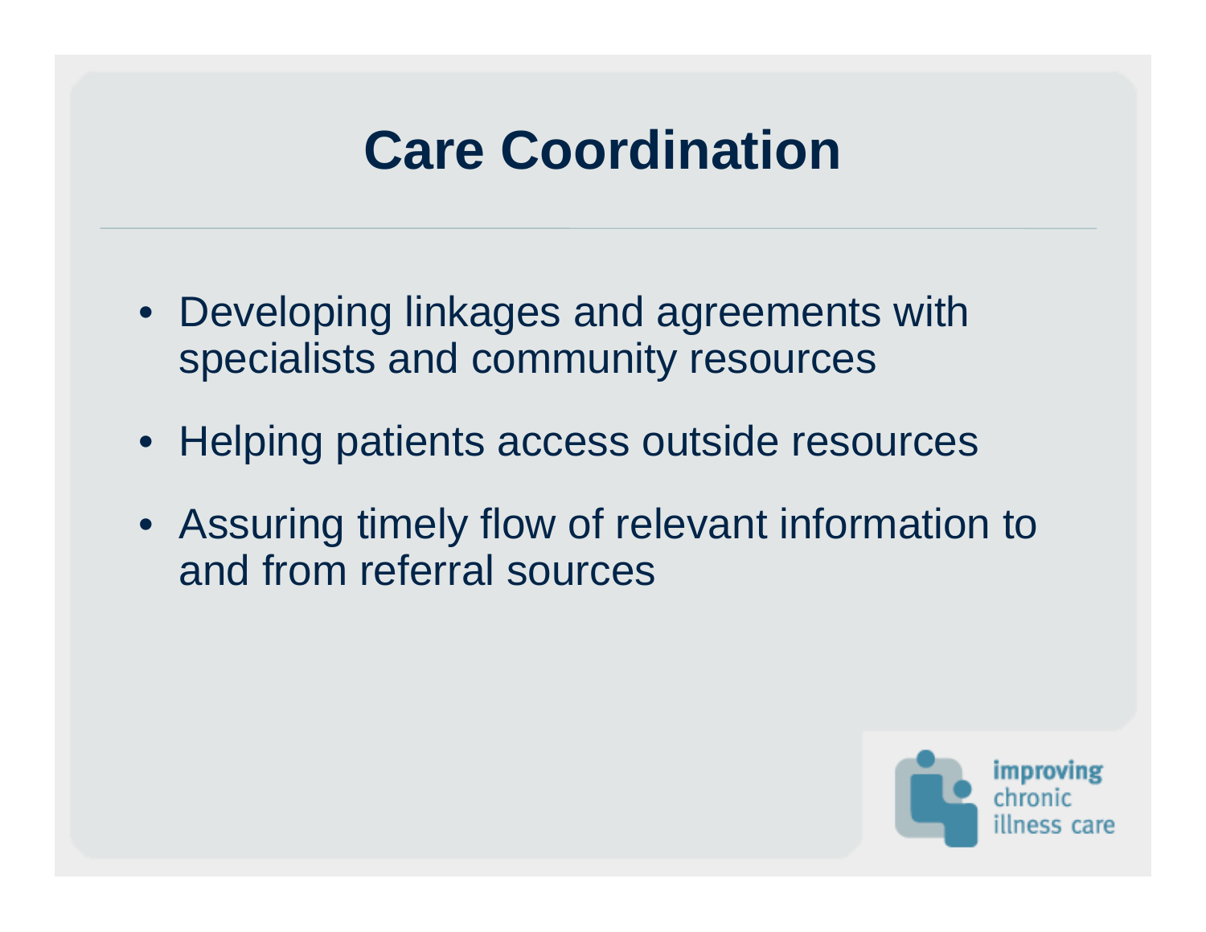# Care Coordination

- Developing linkages and agreements with specialists and community resources
- Helping patients access outside resources
- Assuring timely flow of relevant information to and from referral sources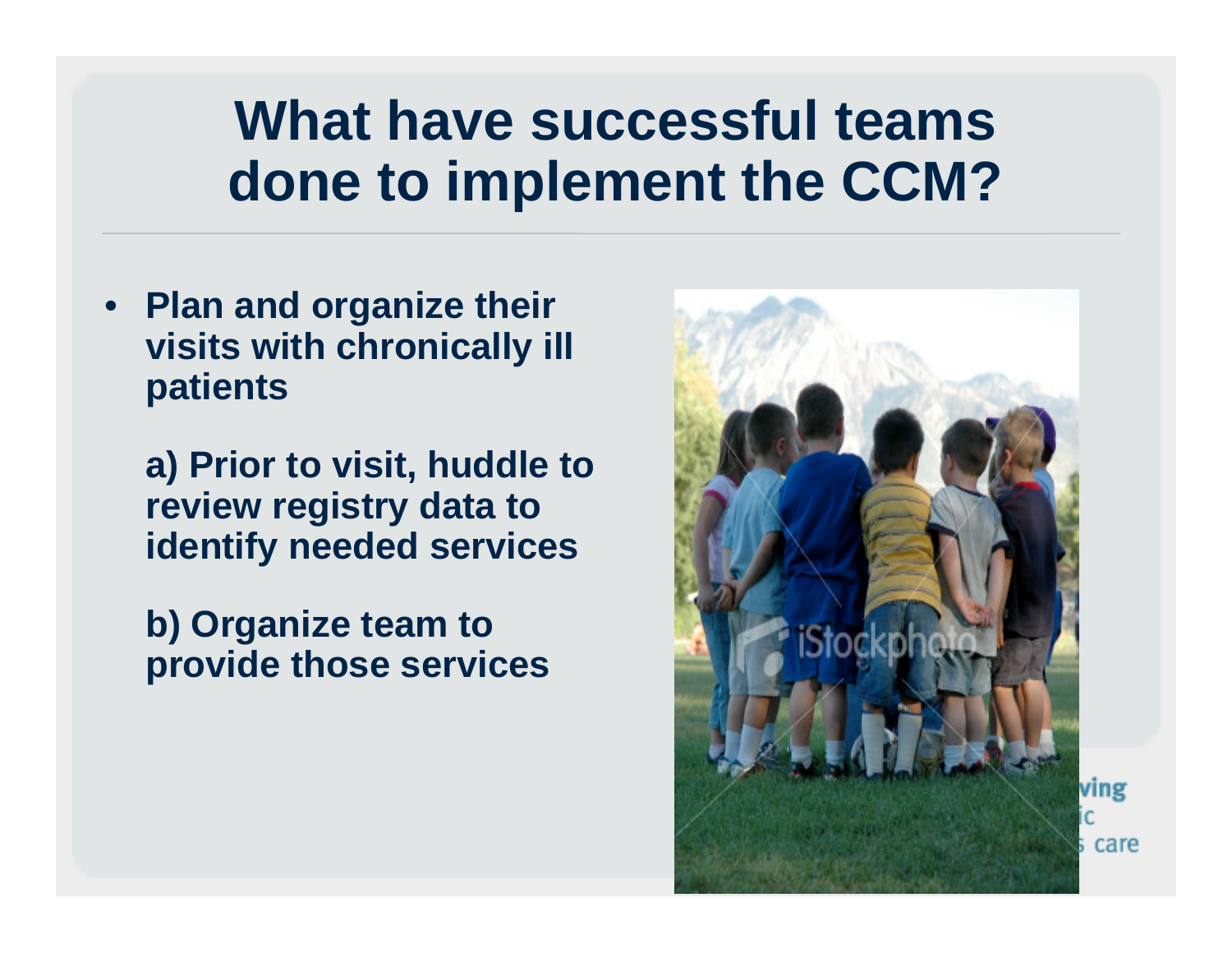# What have successful teams done to implement the CCM?

- **Plan and organize their visits with chronically ill patients**

  **a) Prior to visit, huddle to review registry data to identify needed services**

  **b) Organize team to provide those services**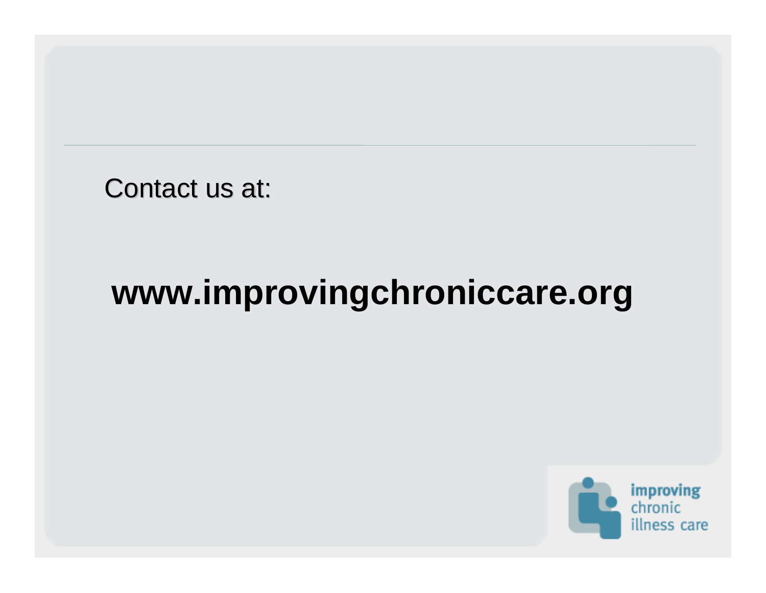Contact us at:

**www.improvingchroniccare.org**

improving chronic illness care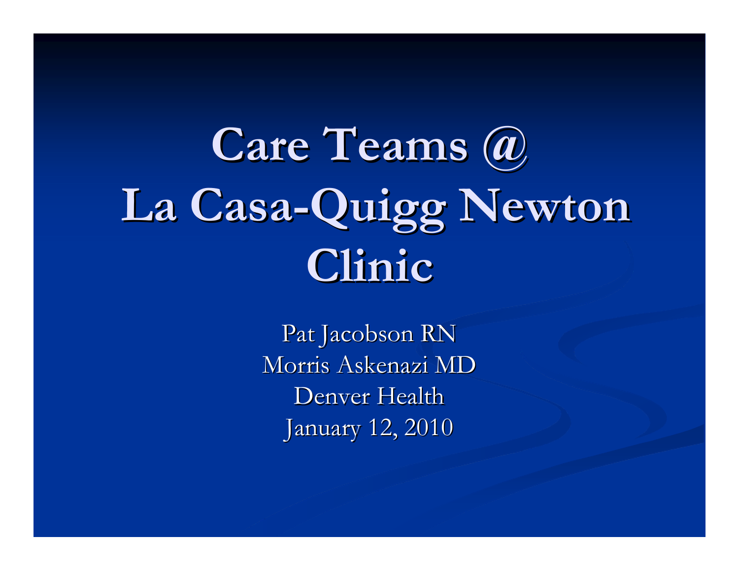# Care Teams @ La Casa-Quigg Newton Clinic

Pat Jacobson RN
Morris Askenazi MD
Denver Health
January 12, 2010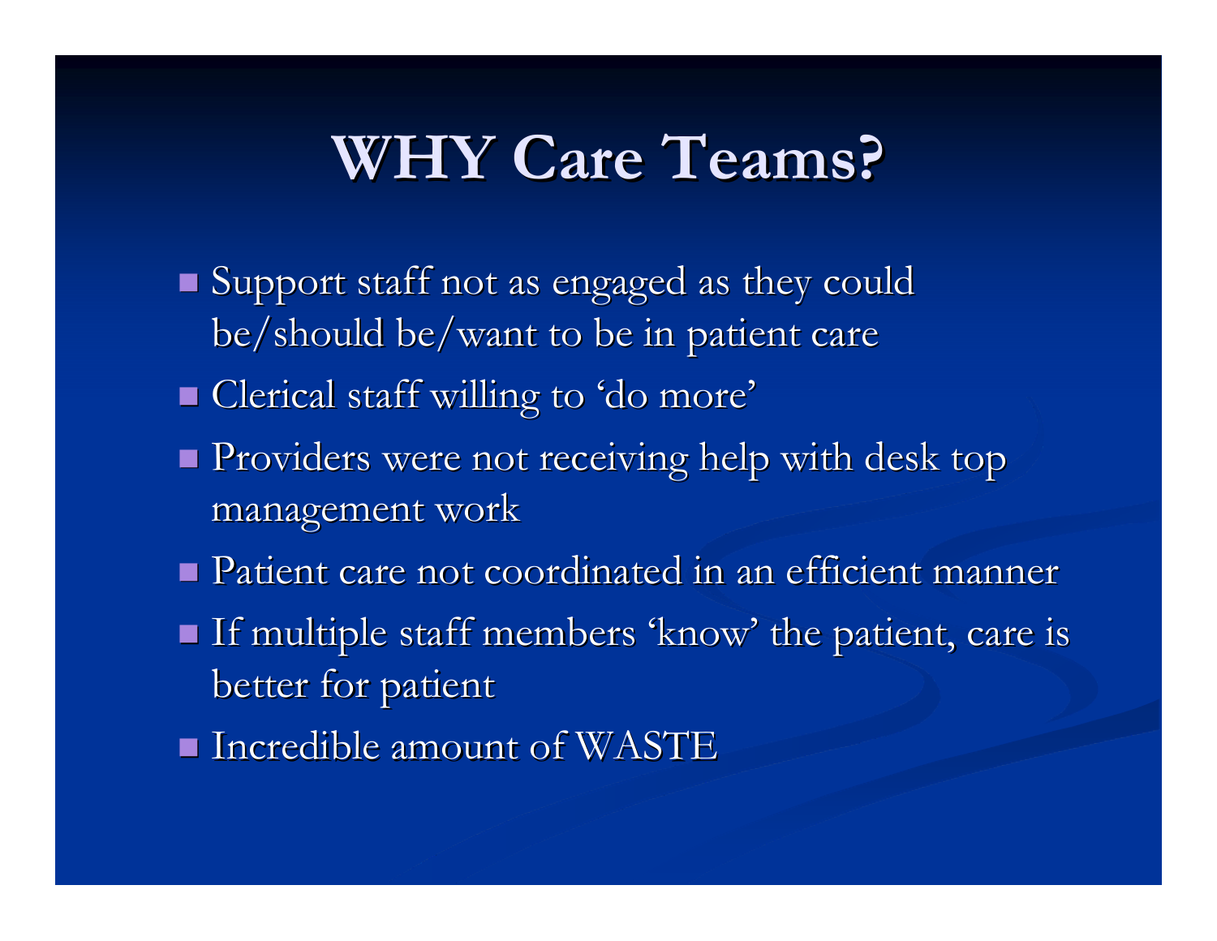# WHY Care Teams?

- Support staff not as engaged as they could be/should be/want to be in patient care
- Clerical staff willing to 'do more'
- Providers were not receiving help with desk top management work
- Patient care not coordinated in an efficient manner
- If multiple staff members 'know' the patient, care is better for patient
- Incredible amount of WASTE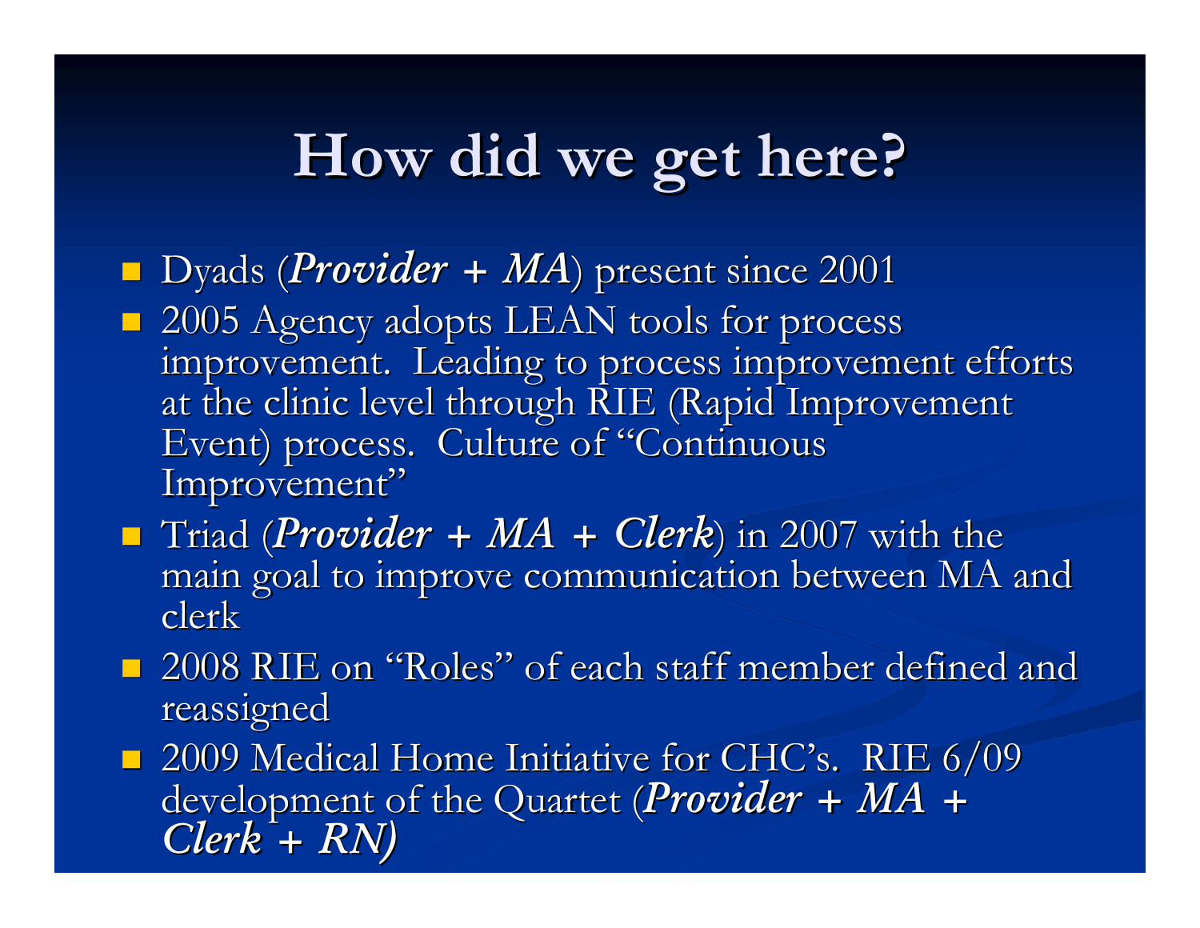# How did we get here?

- Dyads (***Provider + MA***) present since 2001
- 2005 Agency adopts LEAN tools for process improvement. Leading to process improvement efforts at the clinic level through RIE (Rapid Improvement Event) process. Culture of "Continuous Improvement"
- Triad (***Provider + MA + Clerk***) in 2007 with the main goal to improve communication between MA and clerk
- 2008 RIE on "Roles" of each staff member defined and reassigned
- 2009 Medical Home Initiative for CHC's. RIE 6/09 development of the Quartet (***Provider + MA + Clerk + RN)***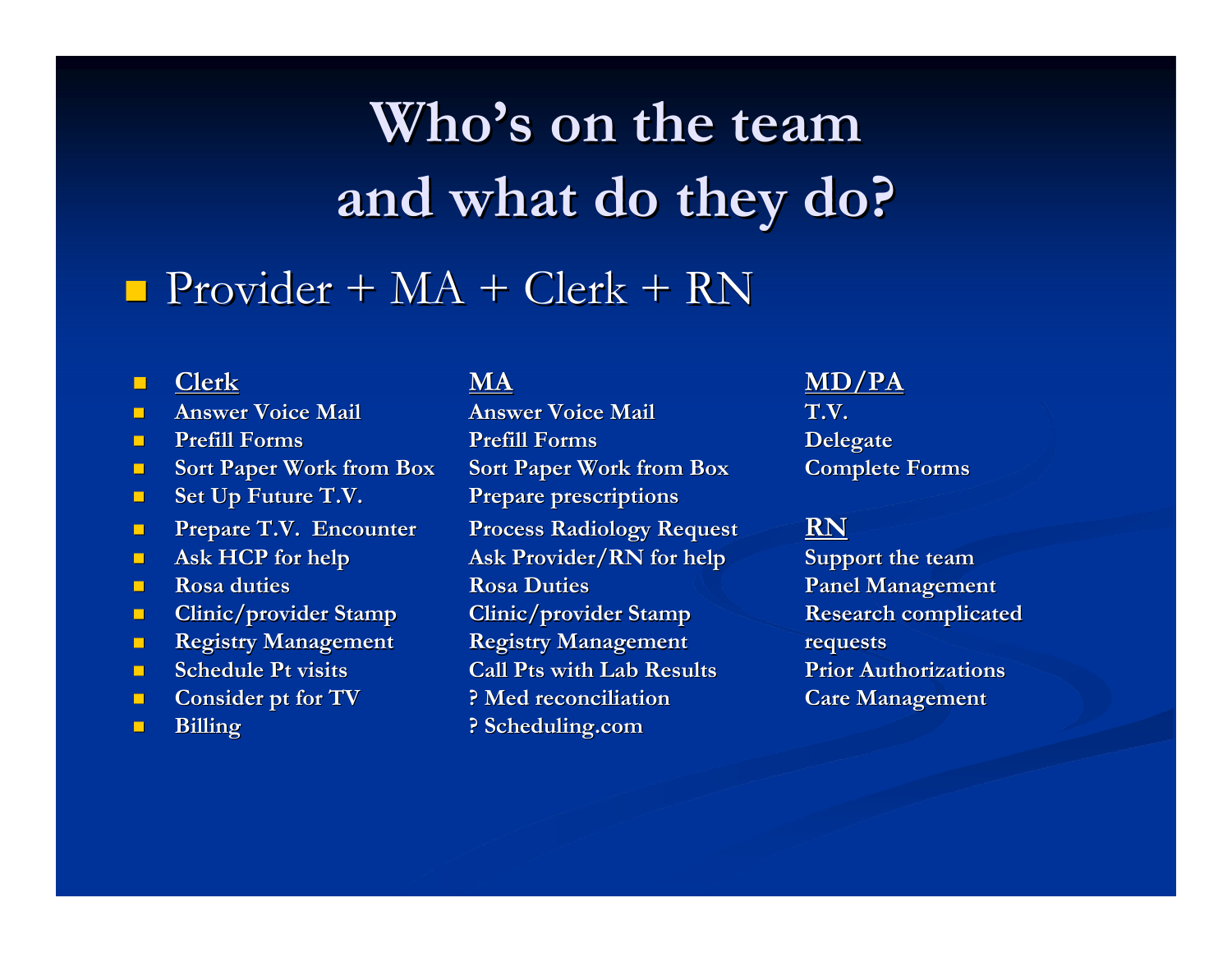# Who's on the team and what do they do?

- Provider + MA + Clerk + RN

**Clerk**

- Answer Voice Mail
- Prefill Forms
- Sort Paper Work from Box
- Set Up Future T.V.
- Prepare T.V. Encounter
- Ask HCP for help
- Rosa duties
- Clinic/provider Stamp
- Registry Management
- Schedule Pt visits
- Consider pt for TV
- Billing

**MA**

Answer Voice Mail
Prefill Forms
Sort Paper Work from Box
Prepare prescriptions
Process Radiology Request
Ask Provider/RN for help
Rosa Duties
Clinic/provider Stamp
Registry Management
Call Pts with Lab Results
? Med reconciliation
? Scheduling.com

**MD/PA**

T.V.
Delegate
Complete Forms

**RN**

Support the team
Panel Management
Research complicated requests
Prior Authorizations
Care Management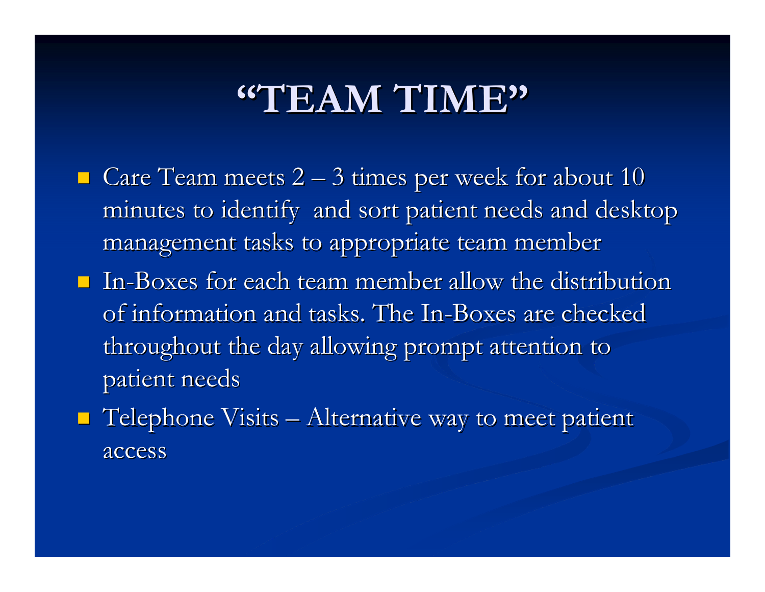# "TEAM TIME"

- Care Team meets 2 – 3 times per week for about 10 minutes to identify and sort patient needs and desktop management tasks to appropriate team member
- In-Boxes for each team member allow the distribution of information and tasks. The In-Boxes are checked throughout the day allowing prompt attention to patient needs
- Telephone Visits – Alternative way to meet patient access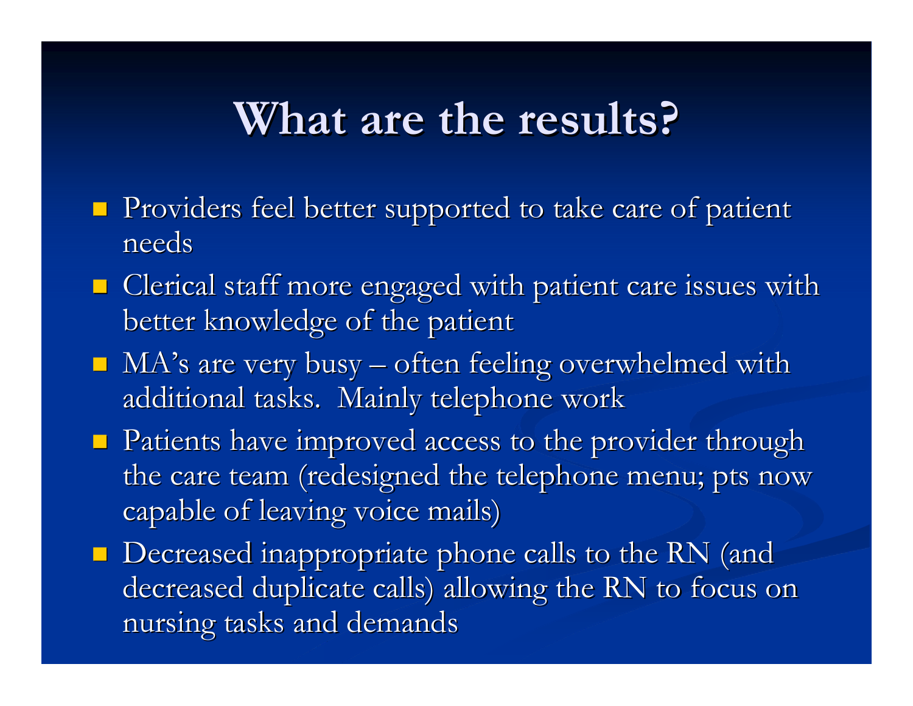# What are the results?

- Providers feel better supported to take care of patient needs
- Clerical staff more engaged with patient care issues with better knowledge of the patient
- MA's are very busy – often feeling overwhelmed with additional tasks. Mainly telephone work
- Patients have improved access to the provider through the care team (redesigned the telephone menu; pts now capable of leaving voice mails)
- Decreased inappropriate phone calls to the RN (and decreased duplicate calls) allowing the RN to focus on nursing tasks and demands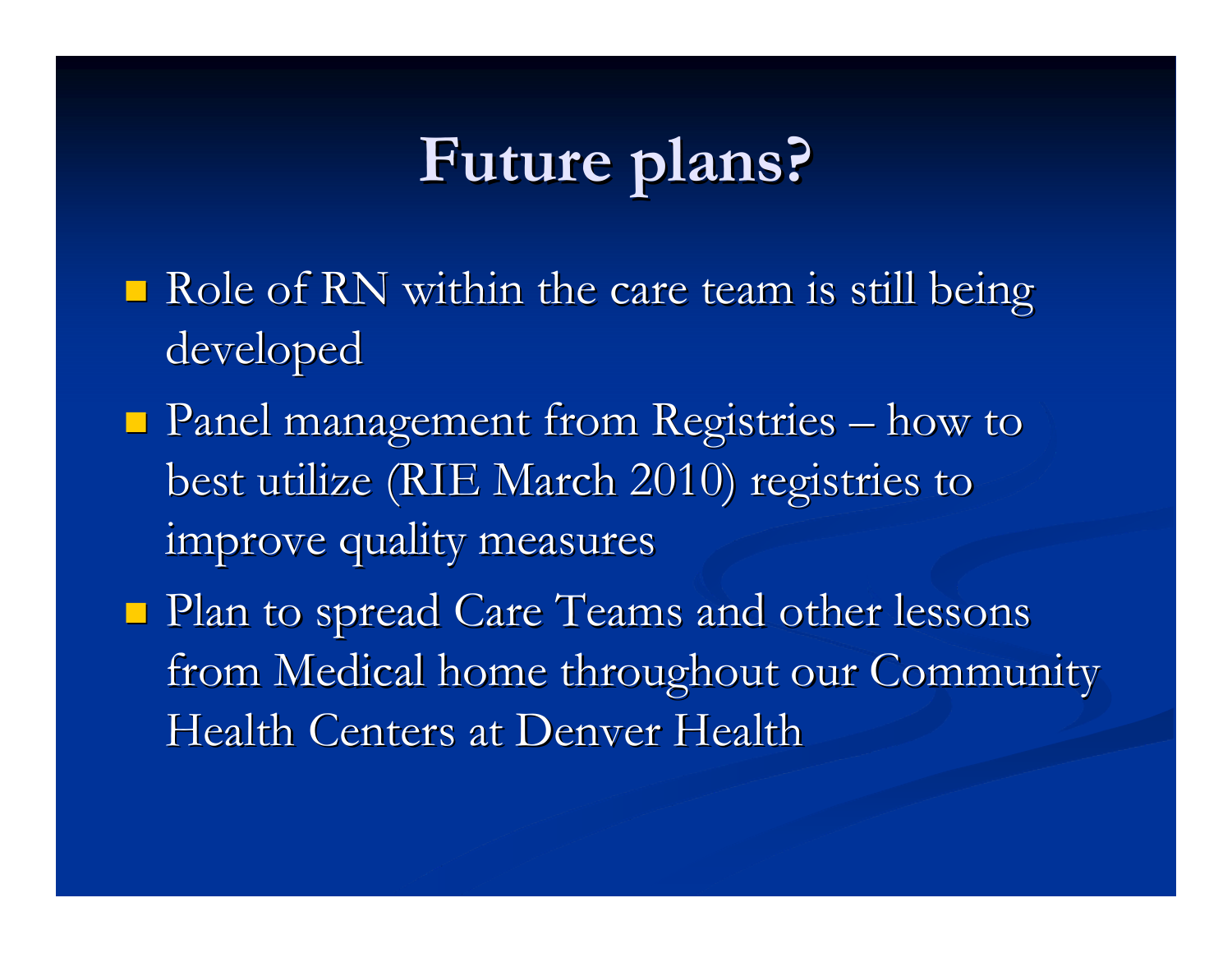# Future plans?

- Role of RN within the care team is still being developed
- Panel management from Registries – how to best utilize (RIE March 2010) registries to improve quality measures
- Plan to spread Care Teams and other lessons from Medical home throughout our Community Health Centers at Denver Health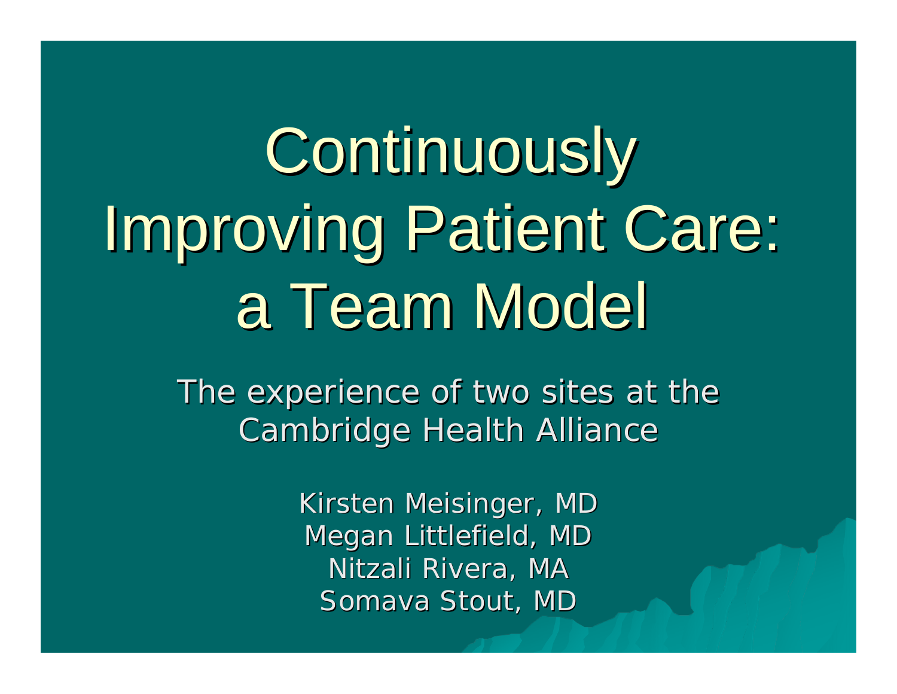# Continuously Improving Patient Care: a Team Model

The experience of two sites at the Cambridge Health Alliance

Kirsten Meisinger, MD
Megan Littlefield, MD
Nitzali Rivera, MA
Somava Stout, MD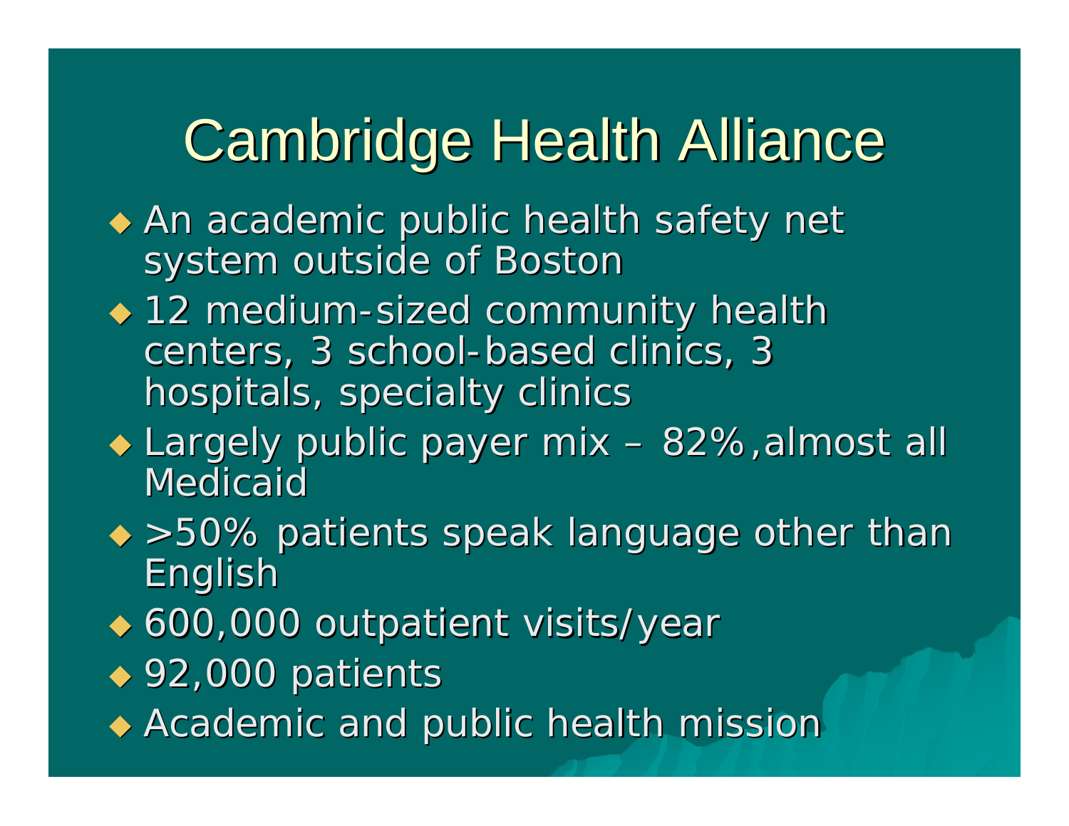# Cambridge Health Alliance

- An academic public health safety net system outside of Boston
- 12 medium-sized community health centers, 3 school-based clinics, 3 hospitals, specialty clinics
- Largely public payer mix – 82%,almost all Medicaid
- >50% patients speak language other than English
- 600,000 outpatient visits/year
- 92,000 patients
- Academic and public health mission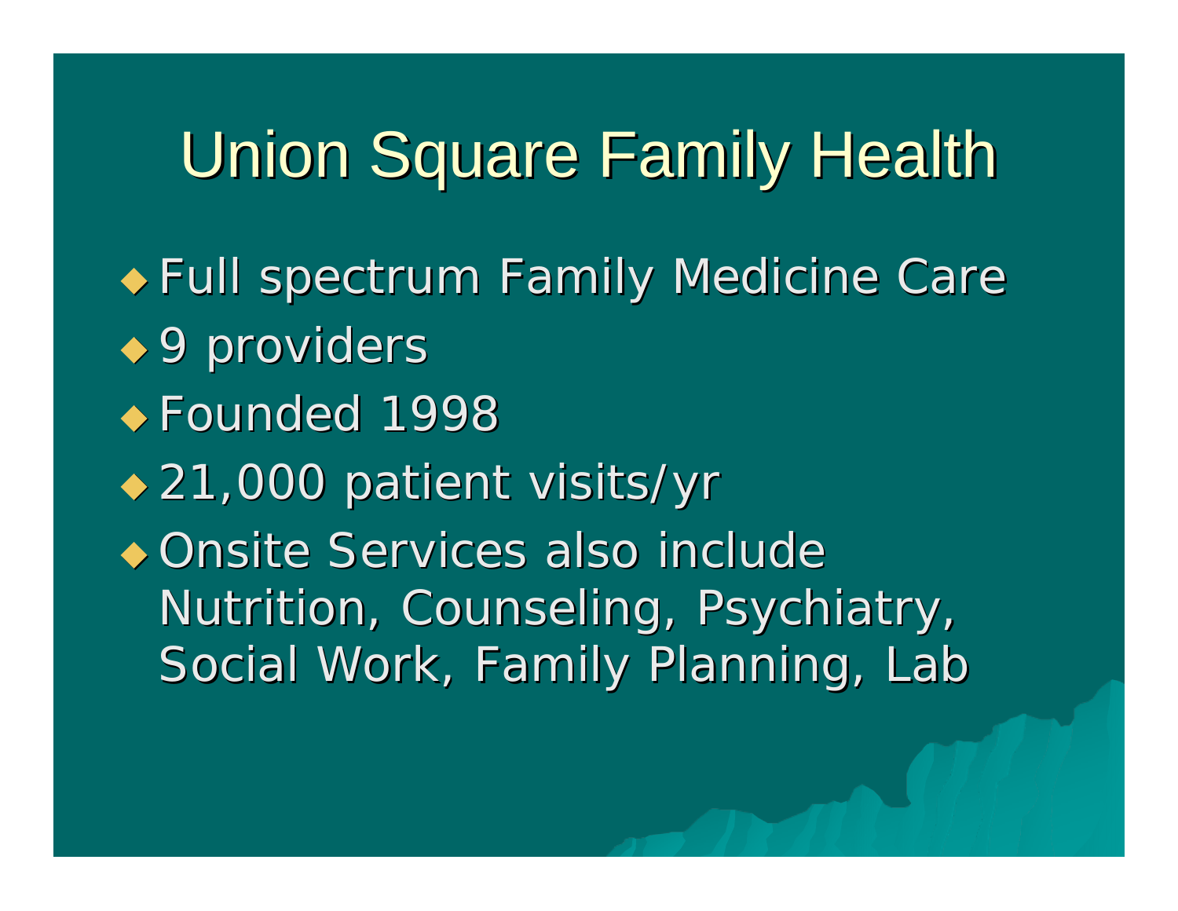# Union Square Family Health

- Full spectrum Family Medicine Care
- 9 providers
- Founded 1998
- 21,000 patient visits/yr
- Onsite Services also include Nutrition, Counseling, Psychiatry, Social Work, Family Planning, Lab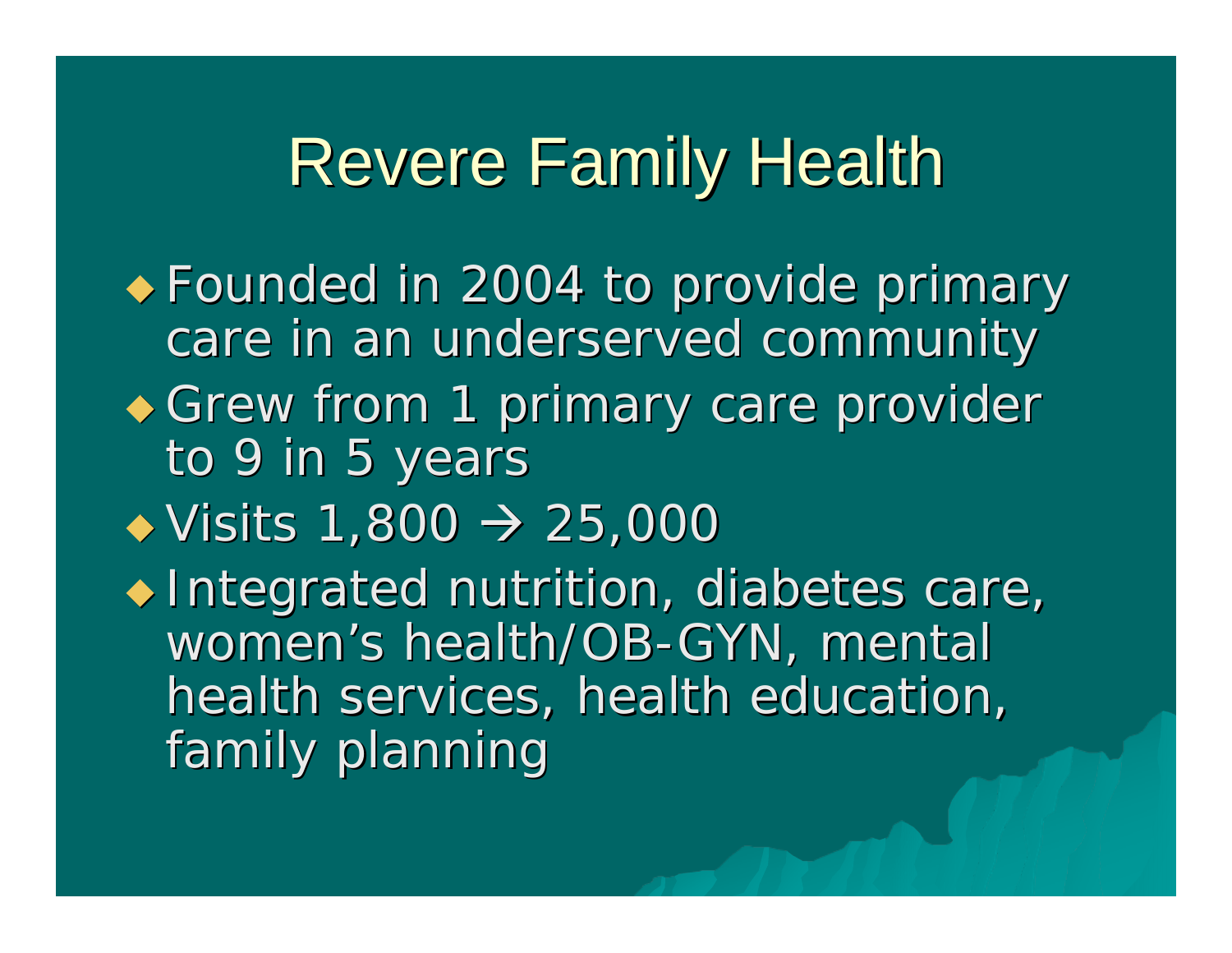# Revere Family Health

- Founded in 2004 to provide primary care in an underserved community
- Grew from 1 primary care provider to 9 in 5 years
- Visits 1,800 → 25,000
- Integrated nutrition, diabetes care, women's health/OB-GYN, mental health services, health education, family planning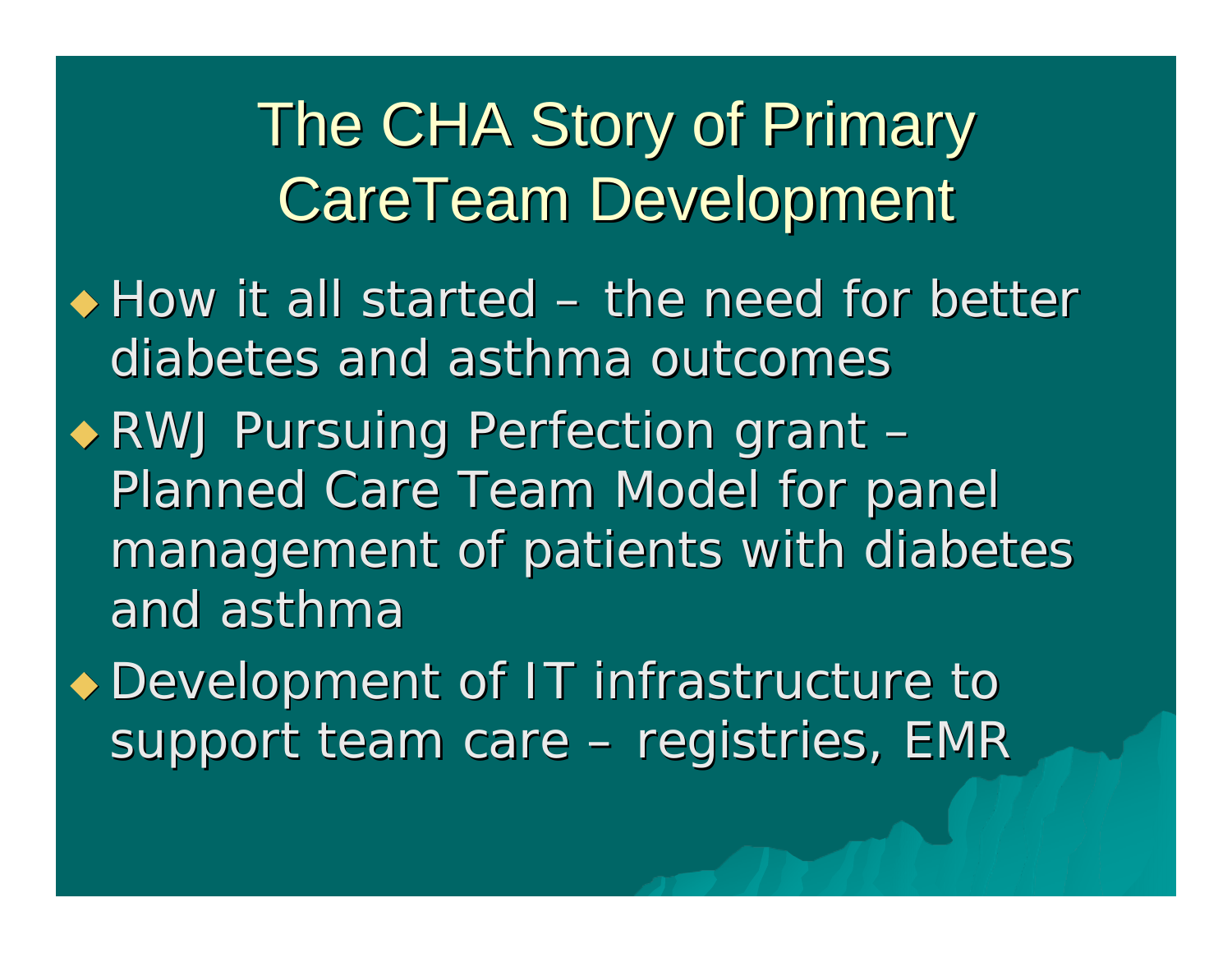# The CHA Story of Primary CareTeam Development

- How it all started – the need for better diabetes and asthma outcomes
- RWJ Pursuing Perfection grant – Planned Care Team Model for panel management of patients with diabetes and asthma
- Development of IT infrastructure to support team care – registries, EMR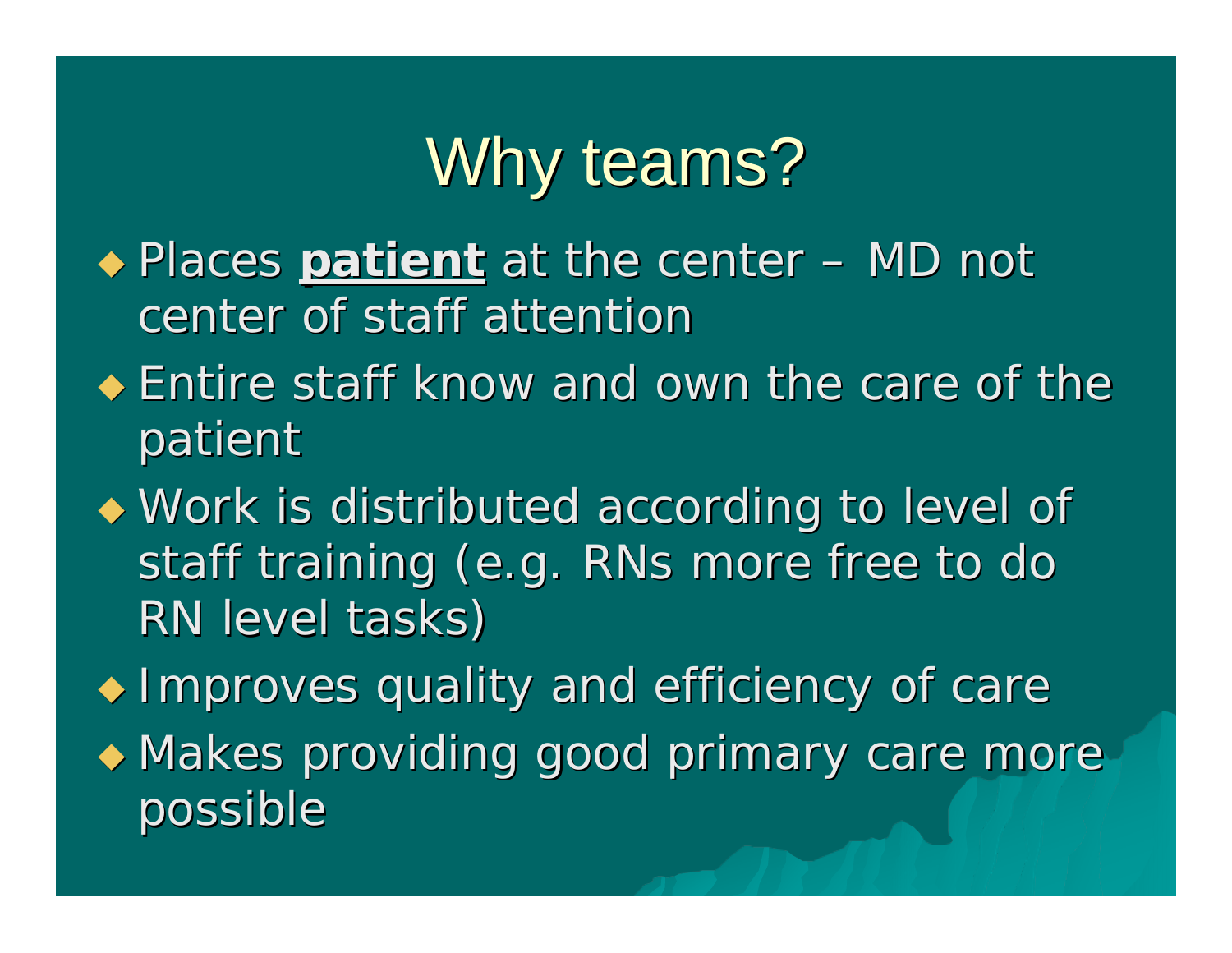# Why teams?

- Places **patient** at the center – MD not center of staff attention
- Entire staff know and own the care of the patient
- Work is distributed according to level of staff training (e.g. RNs more free to do RN level tasks)
- Improves quality and efficiency of care
- Makes providing good primary care more possible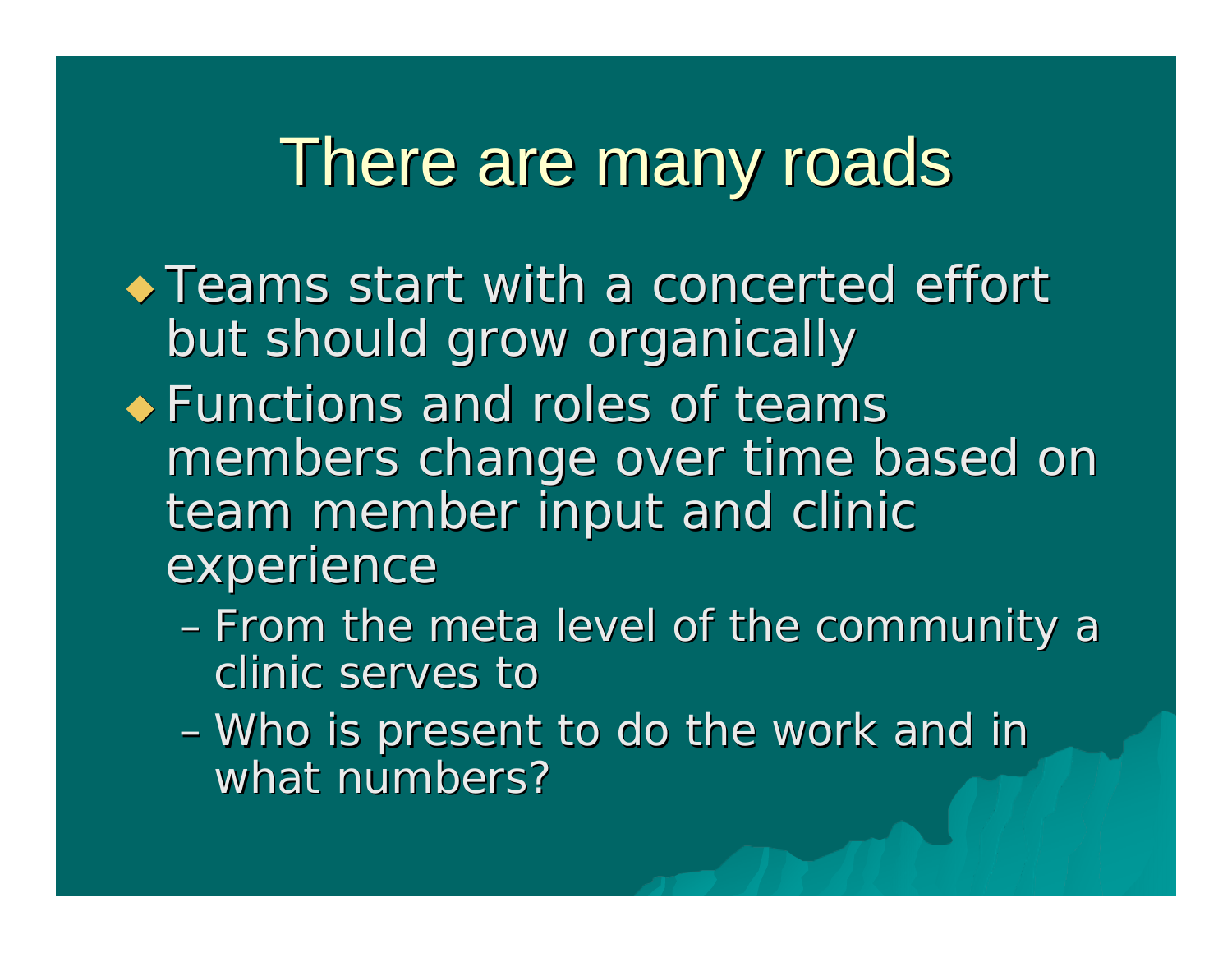# There are many roads

- Teams start with a concerted effort but should grow organically
- Functions and roles of teams members change over time based on team member input and clinic experience
  - From the meta level of the community a clinic serves to
  - Who is present to do the work and in what numbers?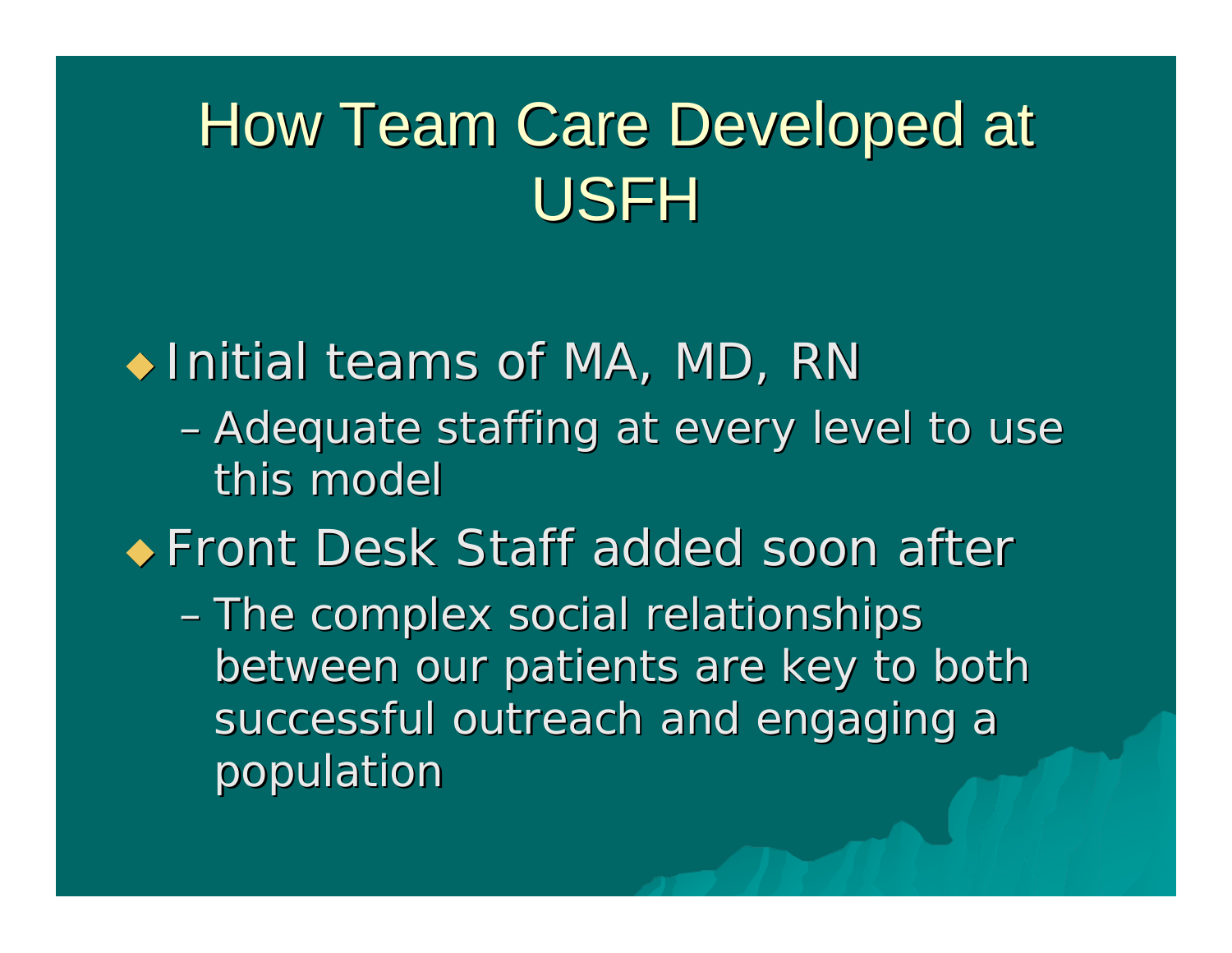# How Team Care Developed at USFH

- Initial teams of MA, MD, RN
  - Adequate staffing at every level to use this model
- Front Desk Staff added soon after
  - The complex social relationships between our patients are key to both successful outreach and engaging a population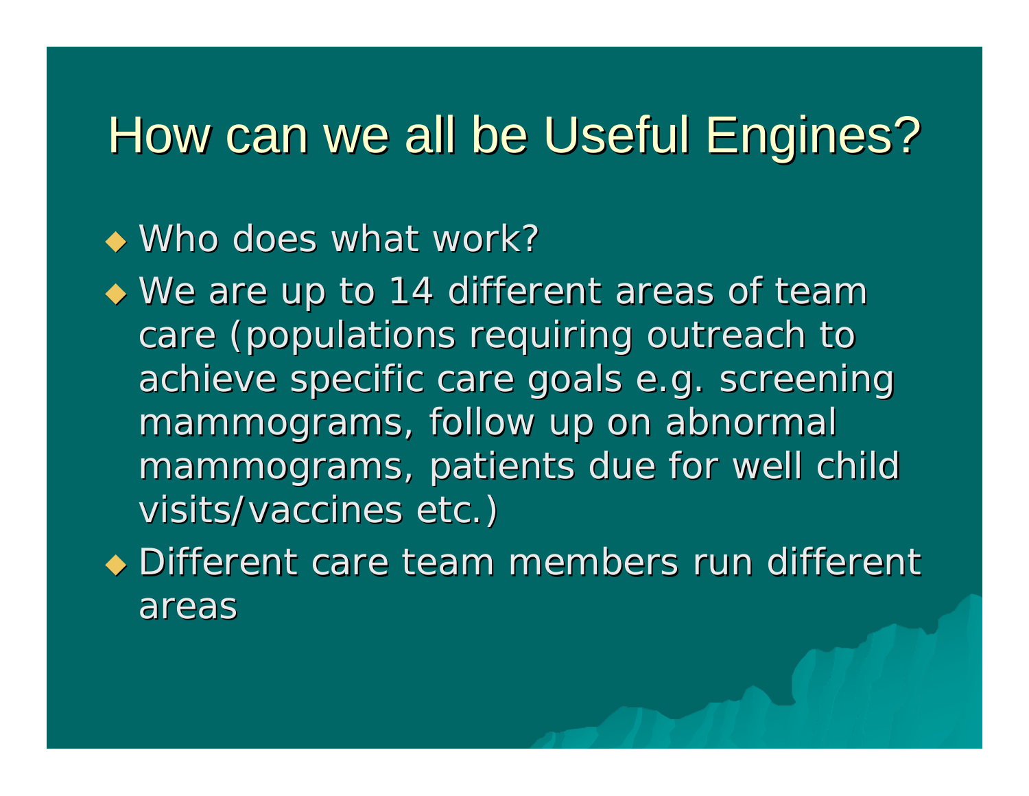# How can we all be Useful Engines?

- Who does what work?
- We are up to 14 different areas of team care (populations requiring outreach to achieve specific care goals e.g. screening mammograms, follow up on abnormal mammograms, patients due for well child visits/vaccines etc.)
- Different care team members run different areas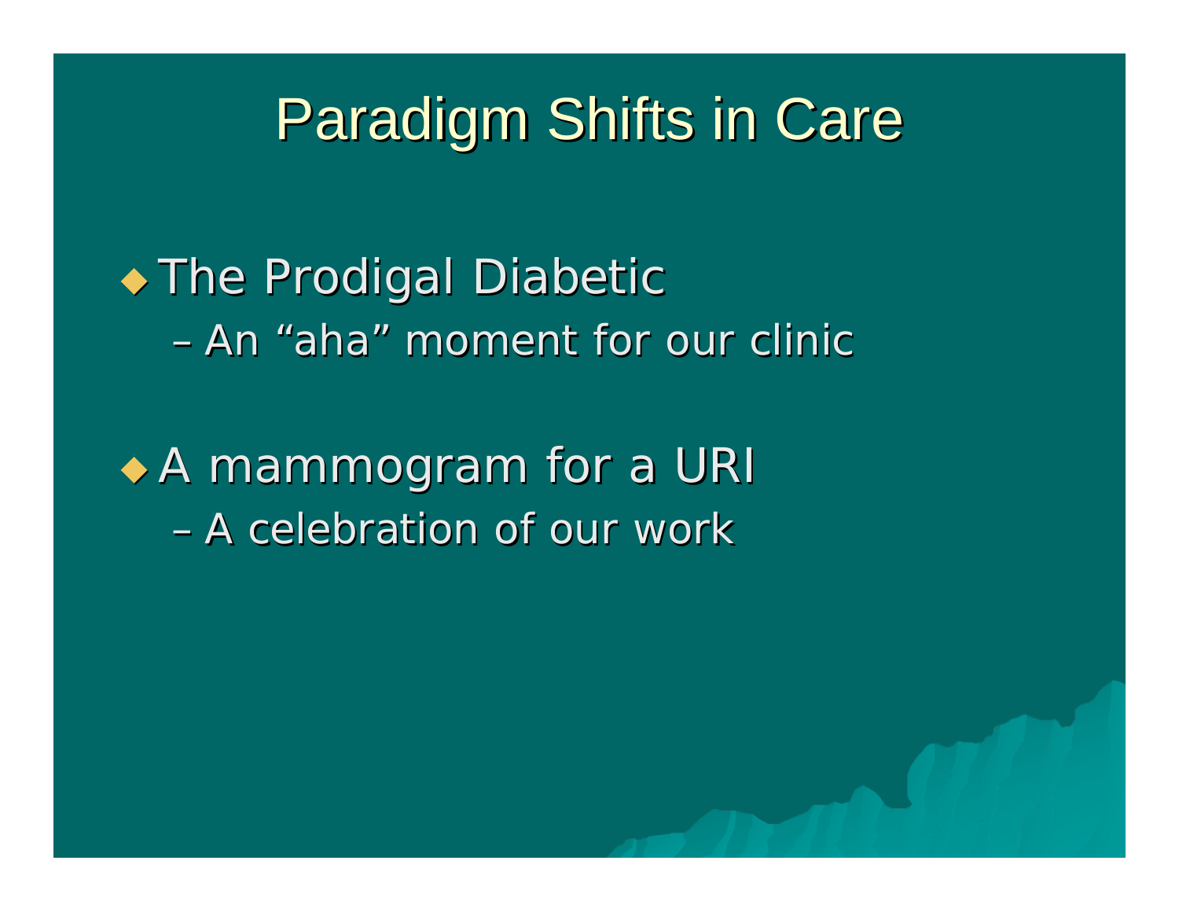# Paradigm Shifts in Care

- The Prodigal Diabetic
  - An “aha” moment for our clinic
- A mammogram for a URI
  - A celebration of our work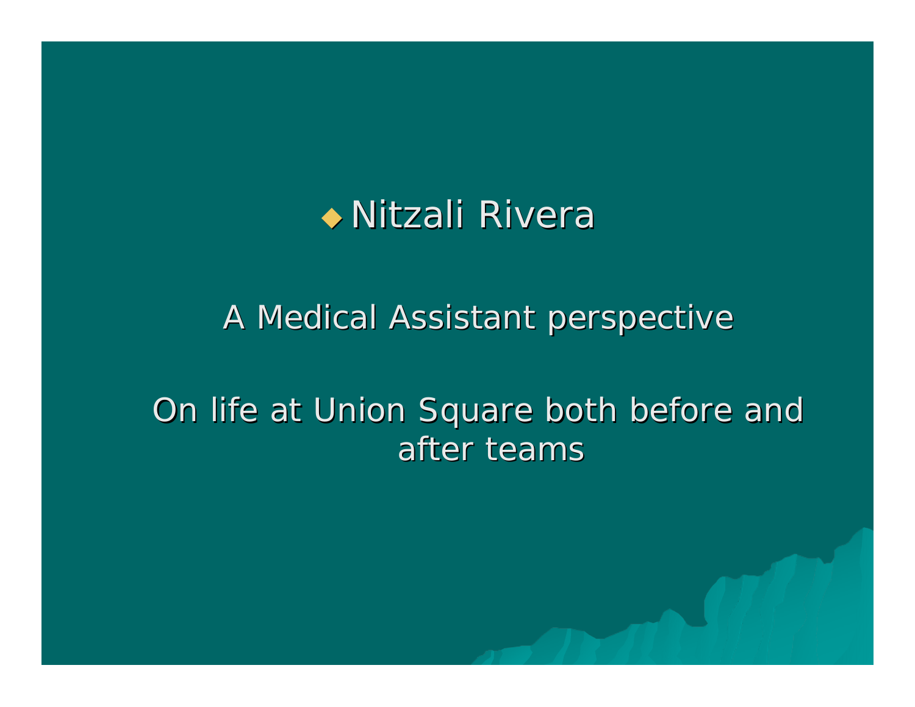- Nitzali Rivera

A Medical Assistant perspective

On life at Union Square both before and after teams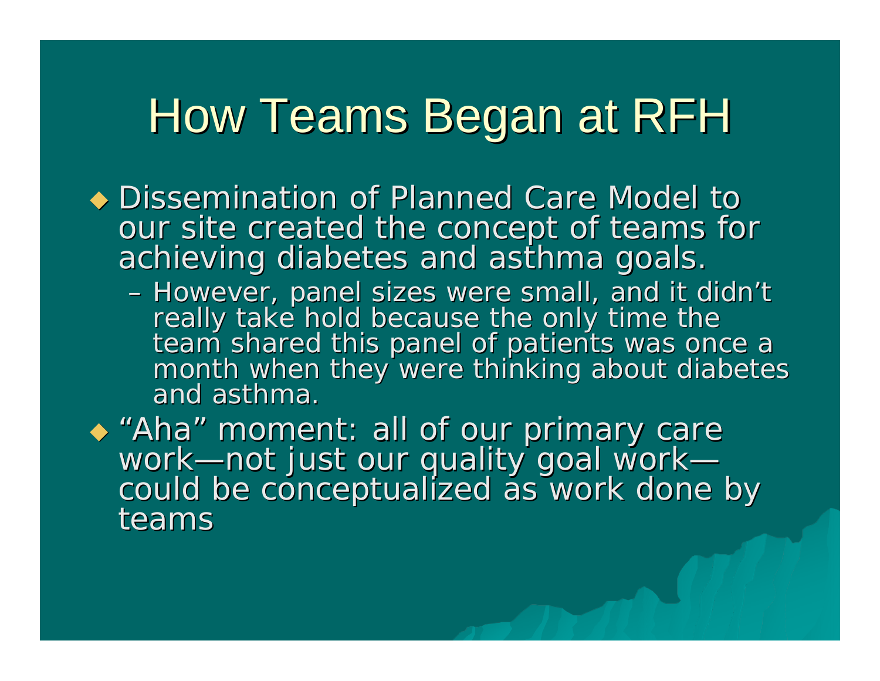# How Teams Began at RFH

- Dissemination of Planned Care Model to our site created the concept of teams for achieving diabetes and asthma goals.
  - However, panel sizes were small, and it didn't really take hold because the only time the team shared this panel of patients was once a month when they were thinking about diabetes and asthma.
- "Aha" moment: all of our primary care work—not just our quality goal work—could be conceptualized as work done by teams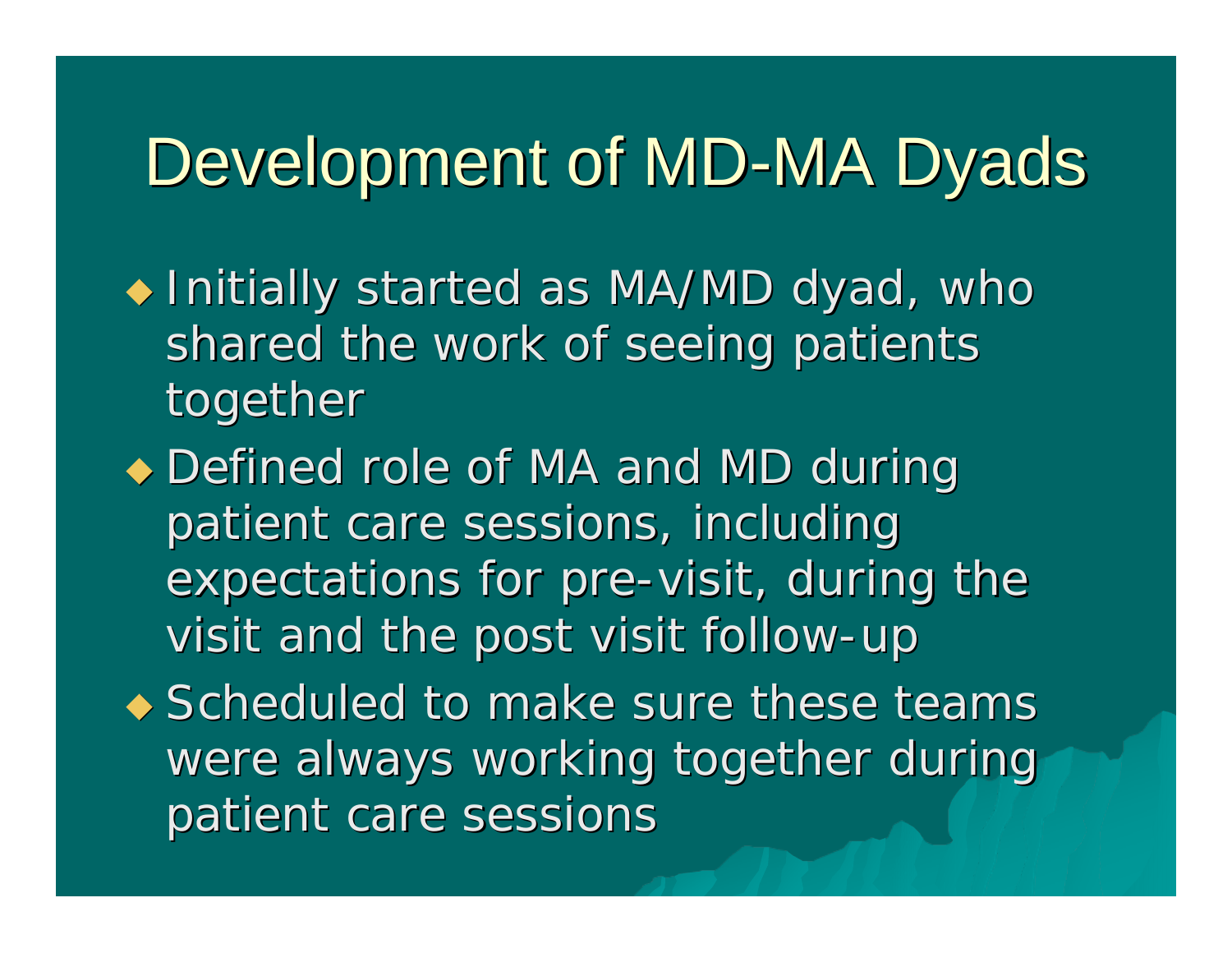# Development of MD-MA Dyads

- Initially started as MA/MD dyad, who shared the work of seeing patients together
- Defined role of MA and MD during patient care sessions, including expectations for pre-visit, during the visit and the post visit follow-up
- Scheduled to make sure these teams were always working together during patient care sessions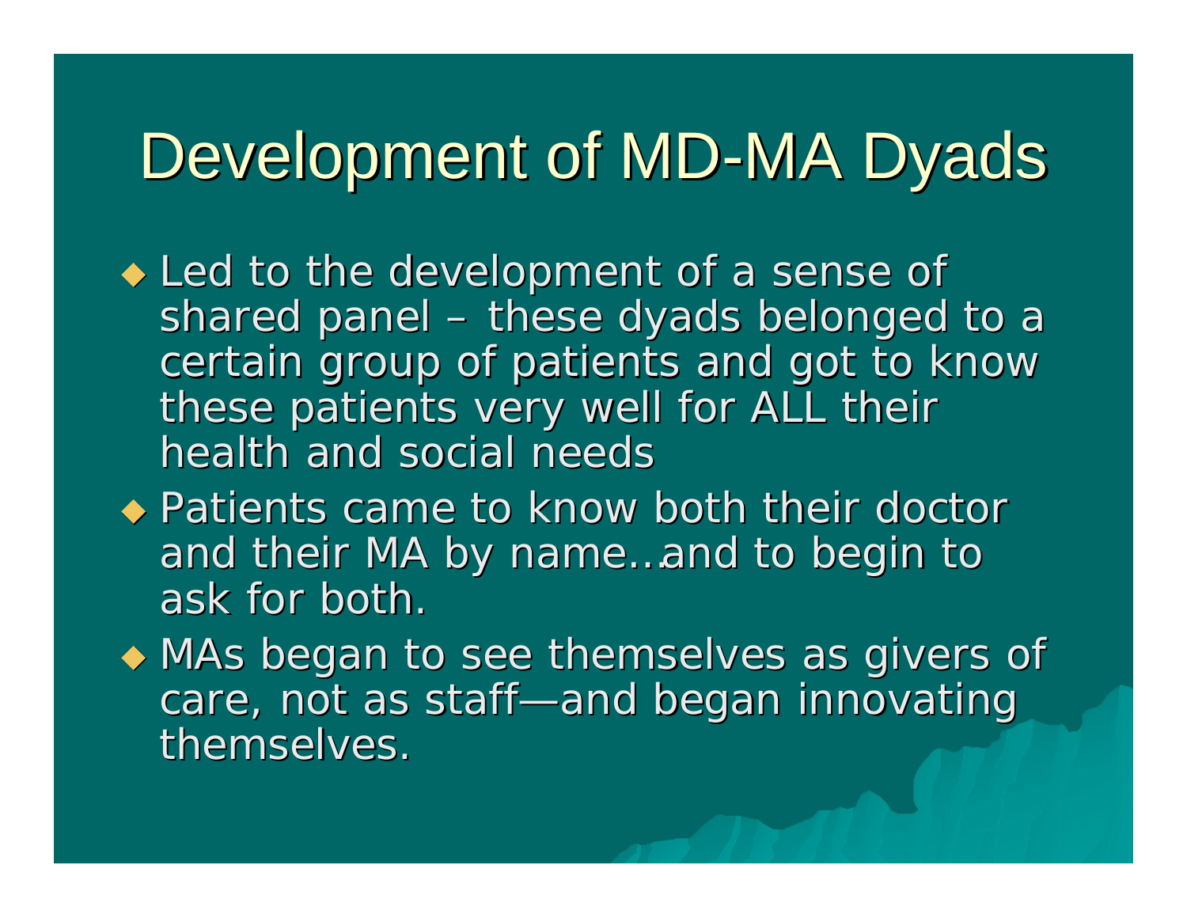# Development of MD-MA Dyads

- Led to the development of a sense of shared panel – these dyads belonged to a certain group of patients and got to know these patients very well for ALL their health and social needs
- Patients came to know both their doctor and their MA by name…and to begin to ask for both.
- MAs began to see themselves as givers of care, not as staff—and began innovating themselves.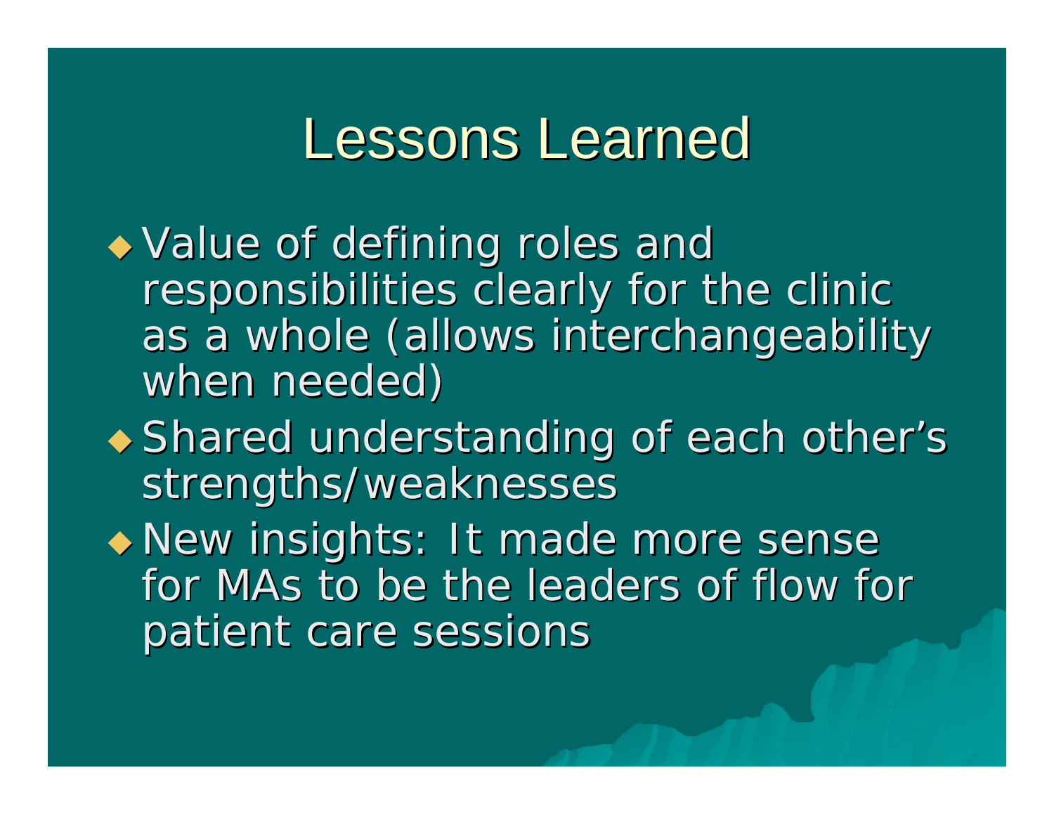# Lessons Learned

- Value of defining roles and responsibilities clearly for the clinic as a whole (allows interchangeability when needed)
- Shared understanding of each other's strengths/weaknesses
- New insights: It made more sense for MAs to be the leaders of flow for patient care sessions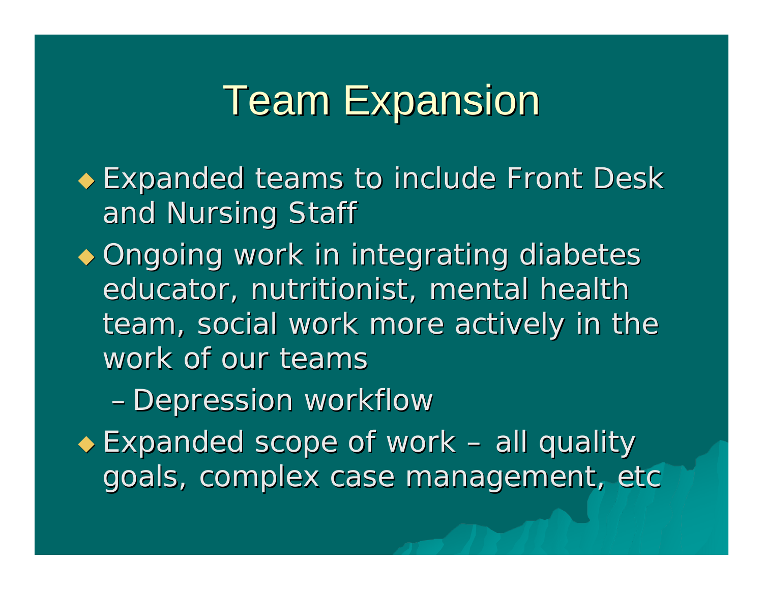# Team Expansion

- Expanded teams to include Front Desk and Nursing Staff
- Ongoing work in integrating diabetes educator, nutritionist, mental health team, social work more actively in the work of our teams
  - Depression workflow
- Expanded scope of work – all quality goals, complex case management, etc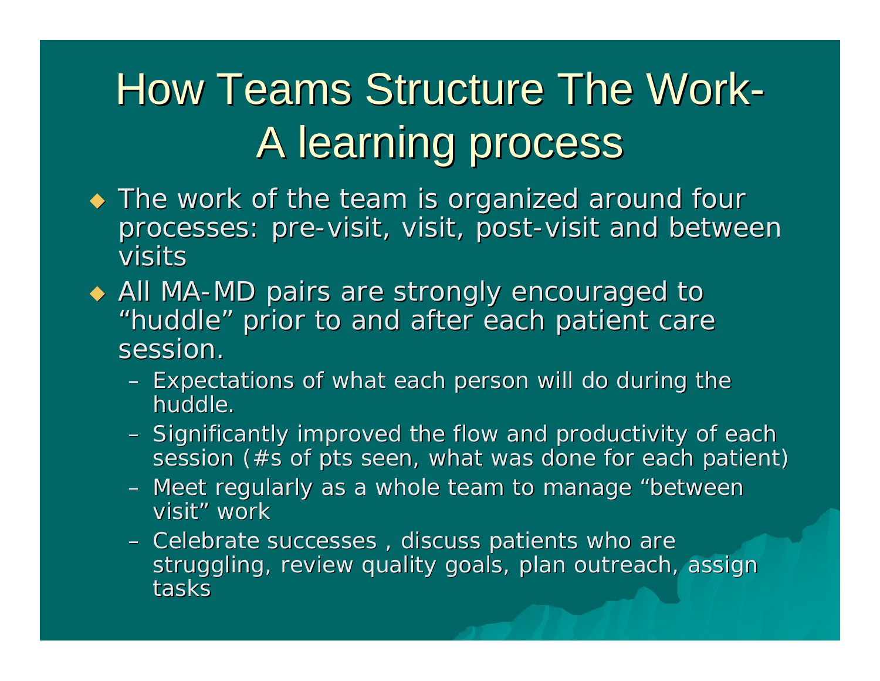# How Teams Structure The Work- A learning process

- The work of the team is organized around four processes: pre-visit, visit, post-visit and between visits
- All MA-MD pairs are strongly encouraged to “huddle” prior to and after each patient care session.
  - Expectations of what each person will do during the huddle.
  - Significantly improved the flow and productivity of each session (#s of pts seen, what was done for each patient)
  - Meet regularly as a whole team to manage “between visit” work
  - Celebrate successes , discuss patients who are struggling, review quality goals, plan outreach, assign tasks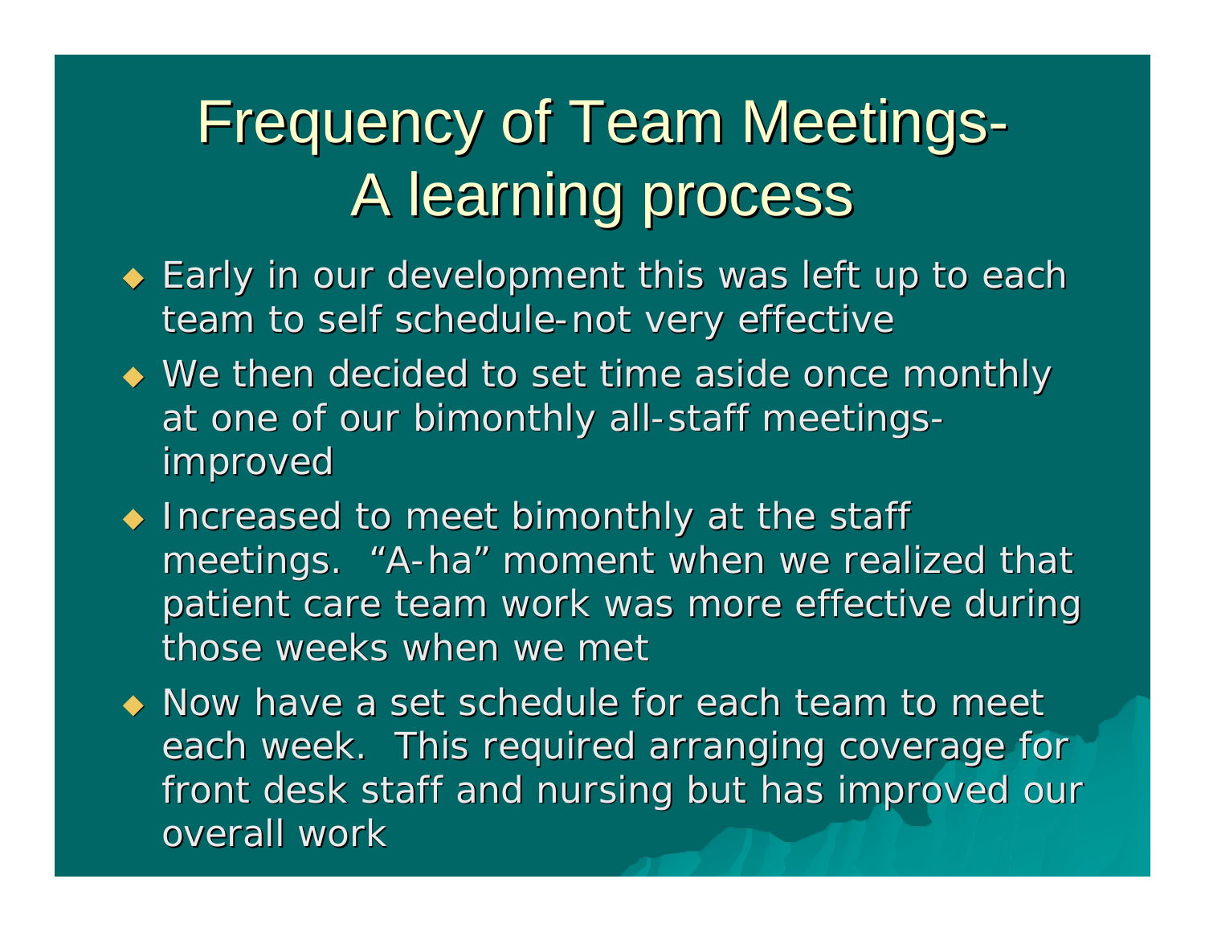# Frequency of Team Meetings- A learning process

- Early in our development this was left up to each team to self schedule-not very effective
- We then decided to set time aside once monthly at one of our bimonthly all-staff meetings-improved
- Increased to meet bimonthly at the staff meetings. "A-ha" moment when we realized that patient care team work was more effective during those weeks when we met
- Now have a set schedule for each team to meet each week. This required arranging coverage for front desk staff and nursing but has improved our overall work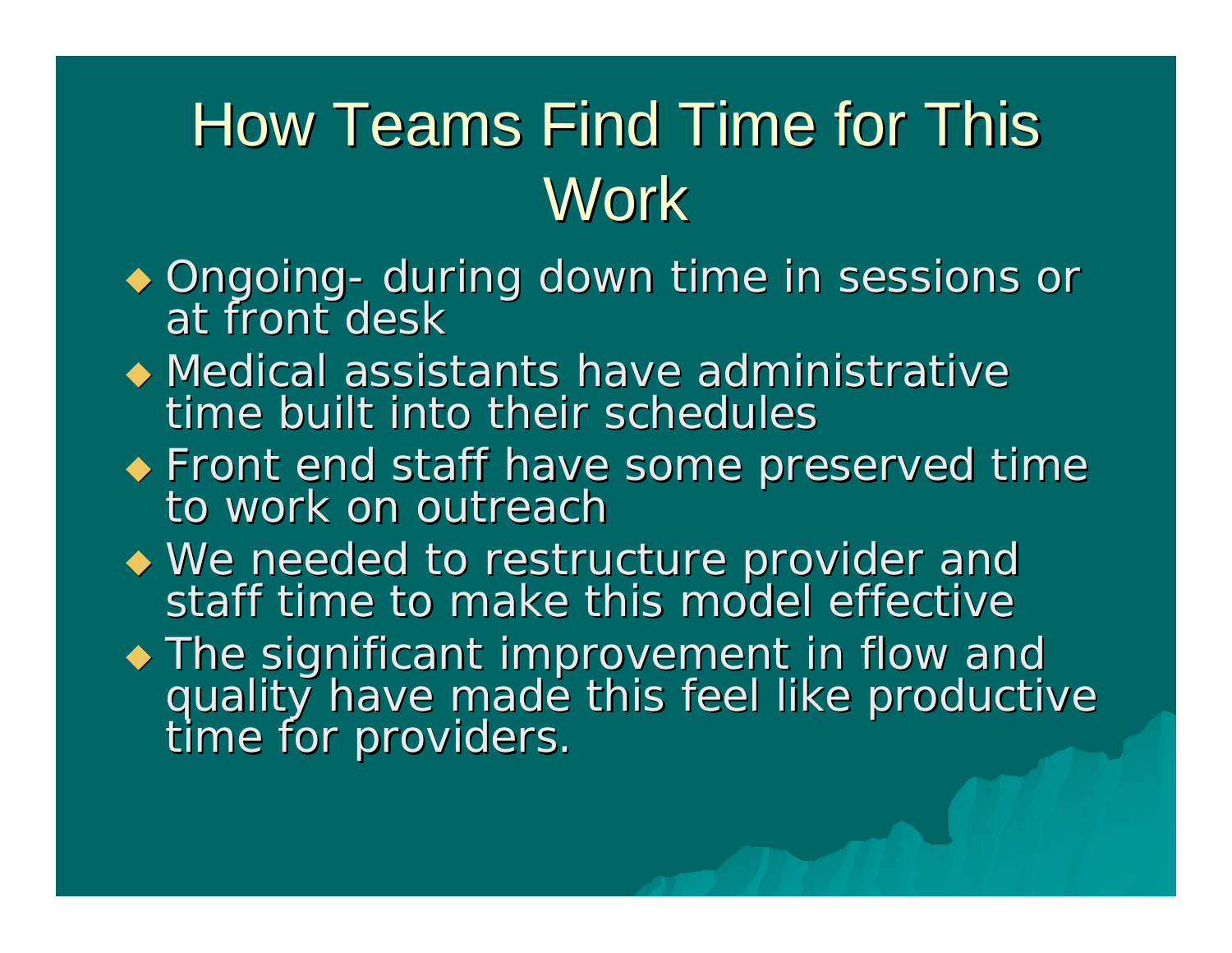# How Teams Find Time for This Work

- Ongoing- during down time in sessions or at front desk
- Medical assistants have administrative time built into their schedules
- Front end staff have some preserved time to work on outreach
- We needed to restructure provider and staff time to make this model effective
- The significant improvement in flow and quality have made this feel like productive time for providers.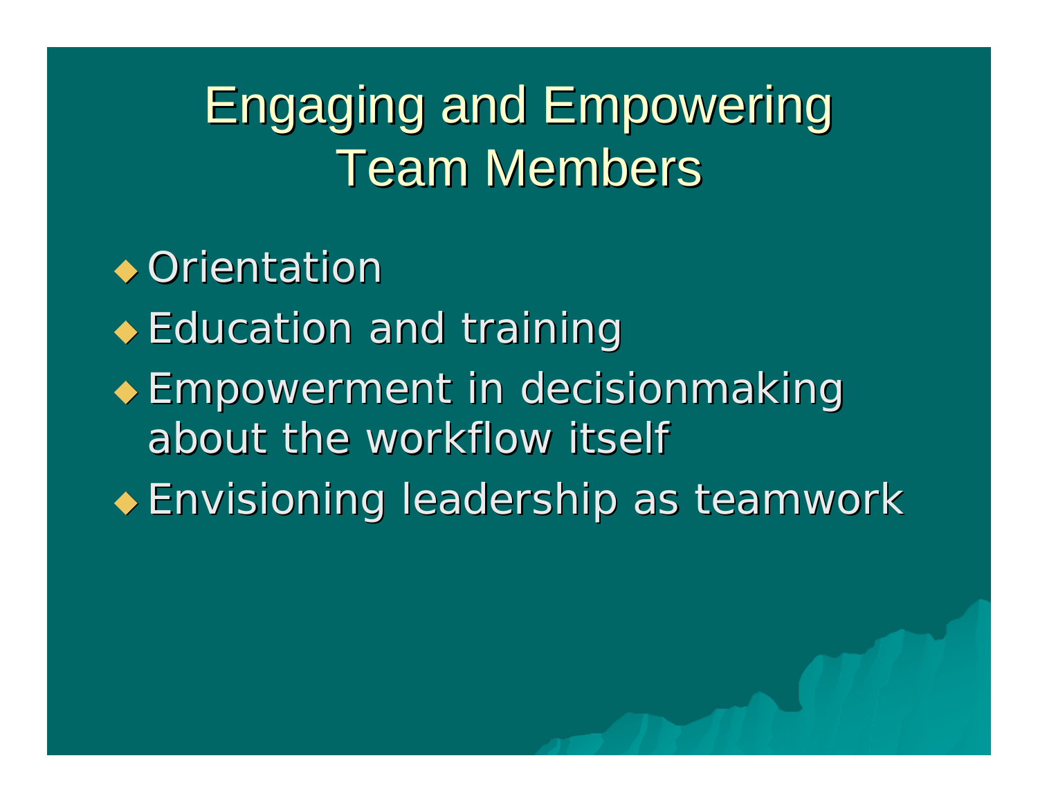# Engaging and Empowering Team Members

- Orientation
- Education and training
- Empowerment in decisionmaking about the workflow itself
- Envisioning leadership as teamwork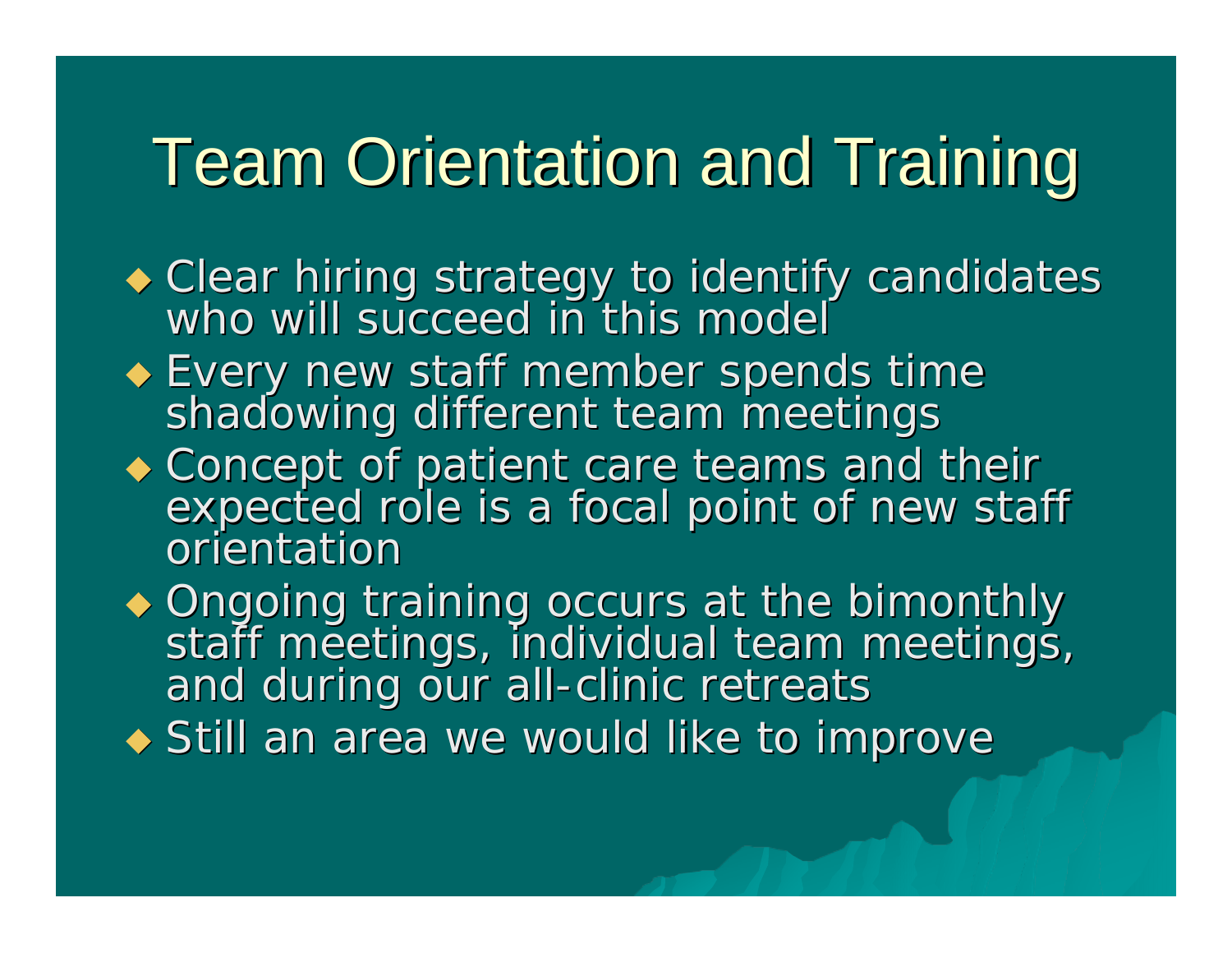# Team Orientation and Training

- Clear hiring strategy to identify candidates who will succeed in this model
- Every new staff member spends time shadowing different team meetings
- Concept of patient care teams and their expected role is a focal point of new staff orientation
- Ongoing training occurs at the bimonthly staff meetings, individual team meetings, and during our all-clinic retreats
- Still an area we would like to improve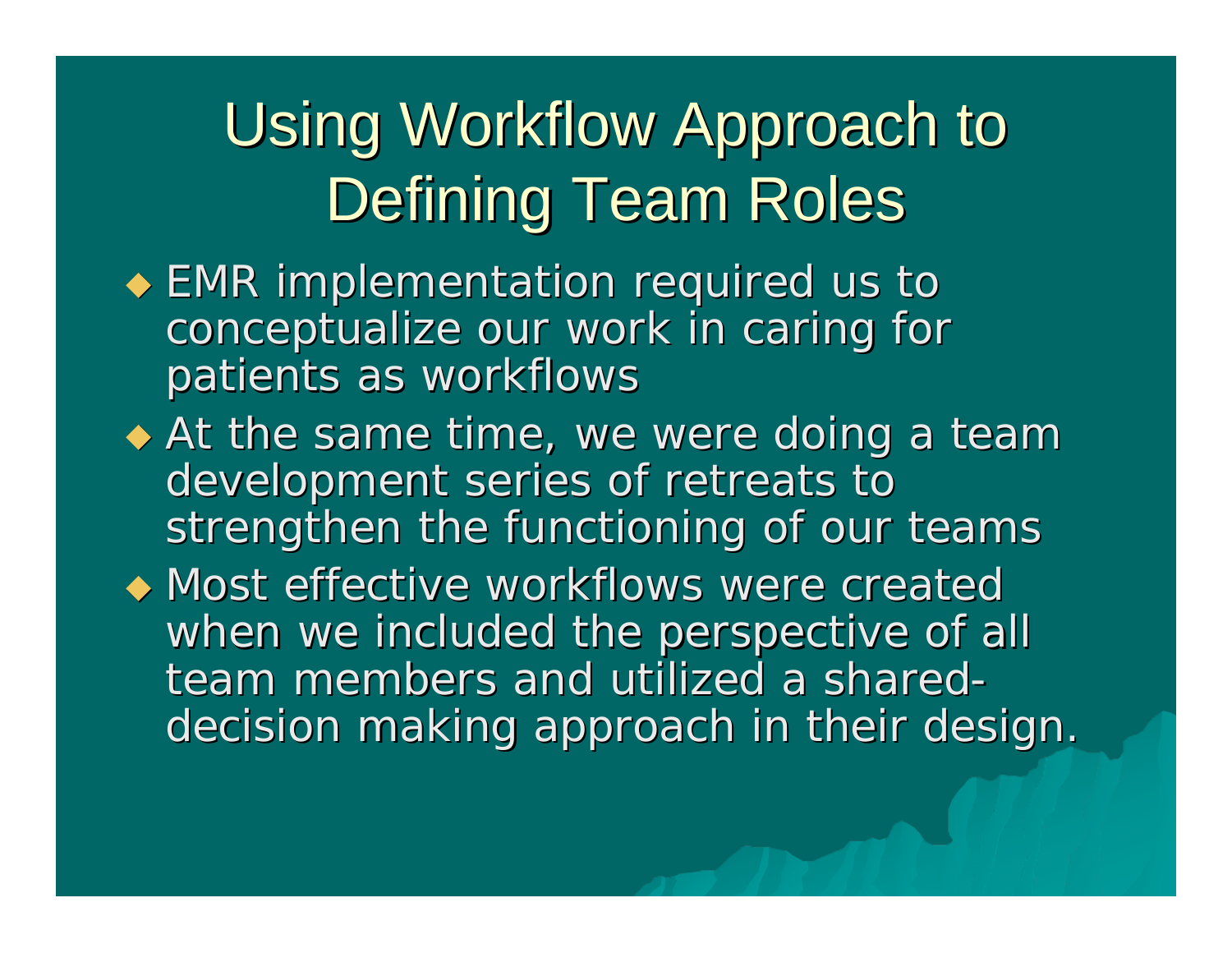# Using Workflow Approach to Defining Team Roles

- EMR implementation required us to conceptualize our work in caring for patients as workflows
- At the same time, we were doing a team development series of retreats to strengthen the functioning of our teams
- Most effective workflows were created when we included the perspective of all team members and utilized a shared-decision making approach in their design.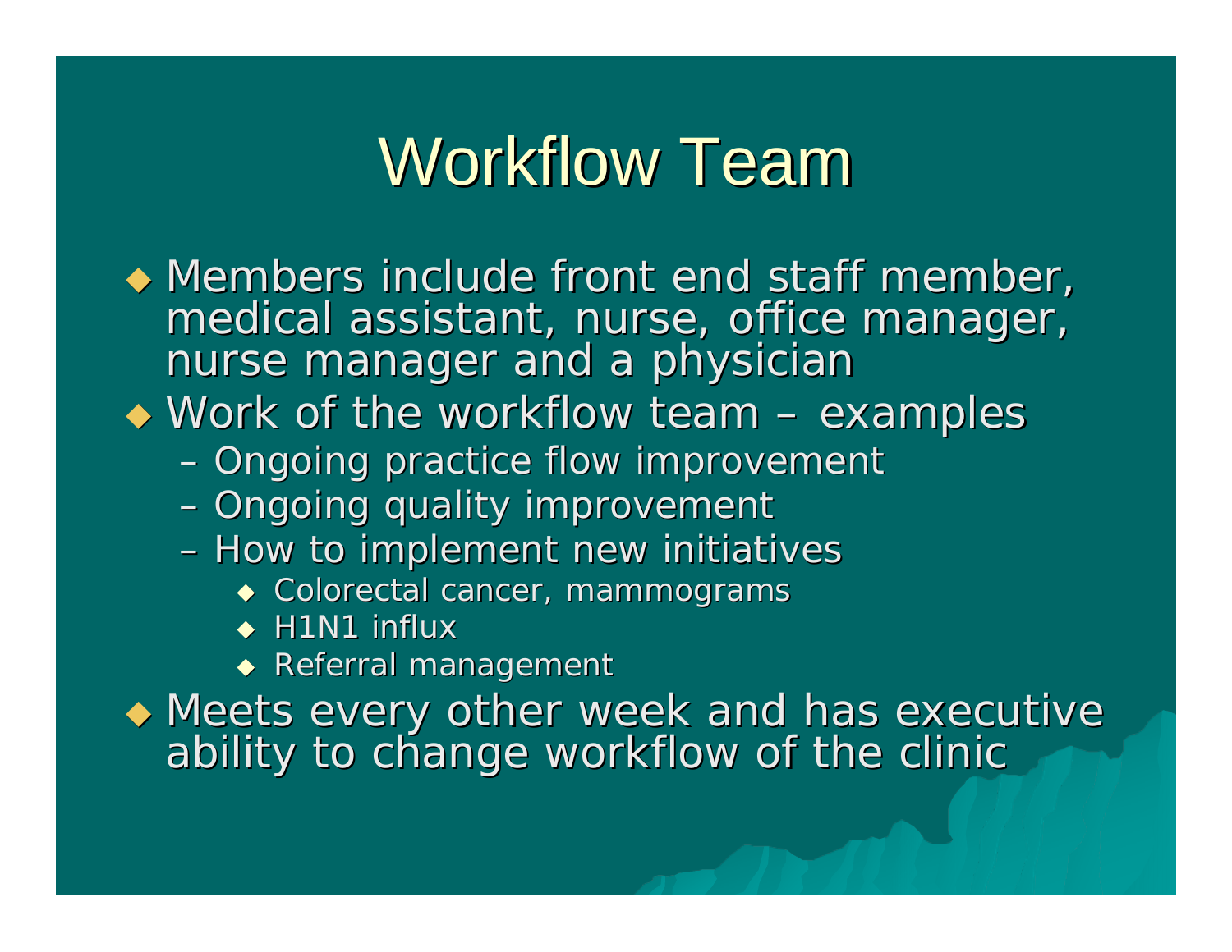# Workflow Team

- Members include front end staff member, medical assistant, nurse, office manager, nurse manager and a physician
- Work of the workflow team – examples
  - Ongoing practice flow improvement
  - Ongoing quality improvement
  - How to implement new initiatives
    - Colorectal cancer, mammograms
    - H1N1 influx
    - Referral management
- Meets every other week and has executive ability to change workflow of the clinic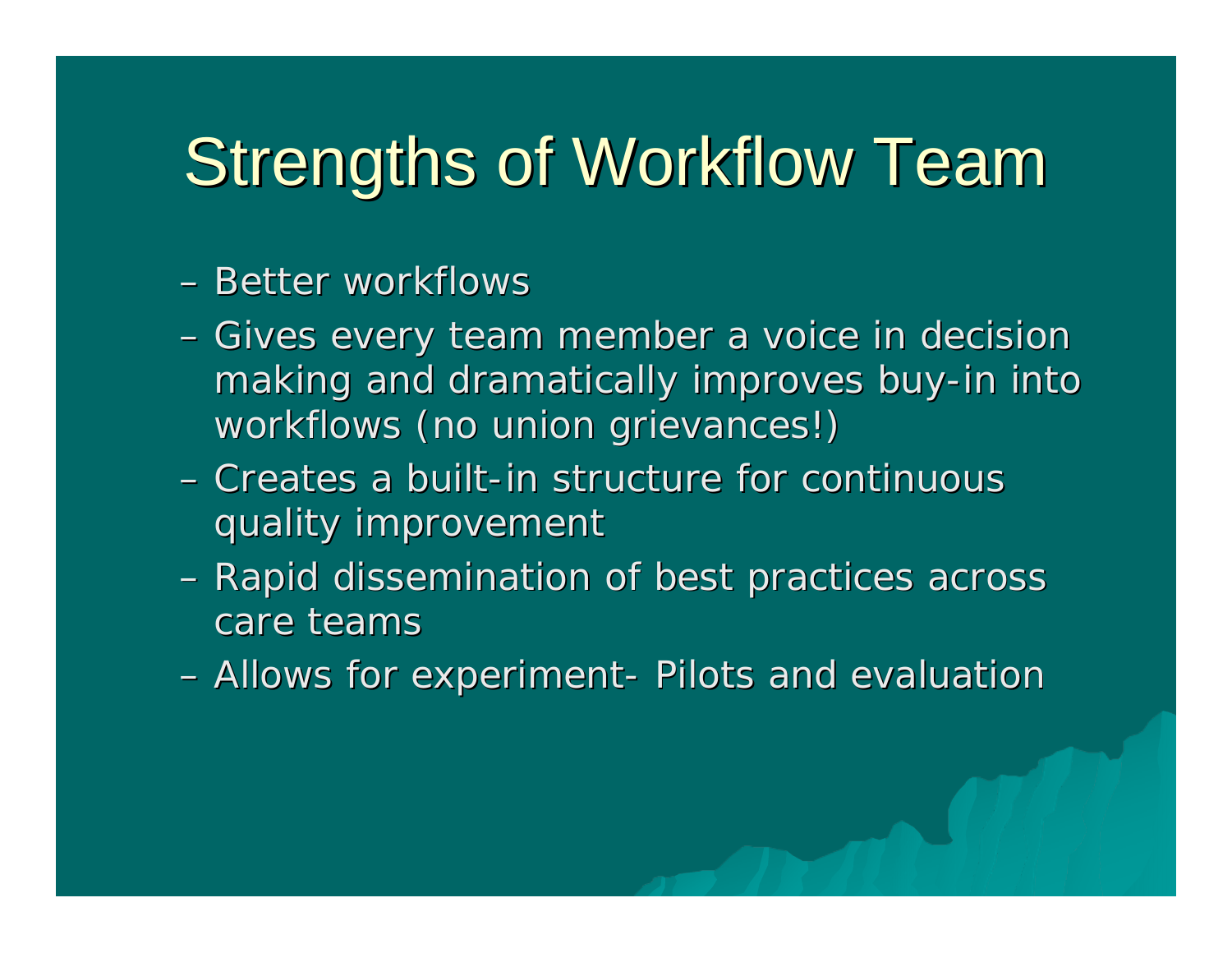# Strengths of Workflow Team

- Better workflows
- Gives every team member a voice in decision making and dramatically improves buy-in into workflows (no union grievances!)
- Creates a built-in structure for continuous quality improvement
- Rapid dissemination of best practices across care teams
- Allows for experiment- Pilots and evaluation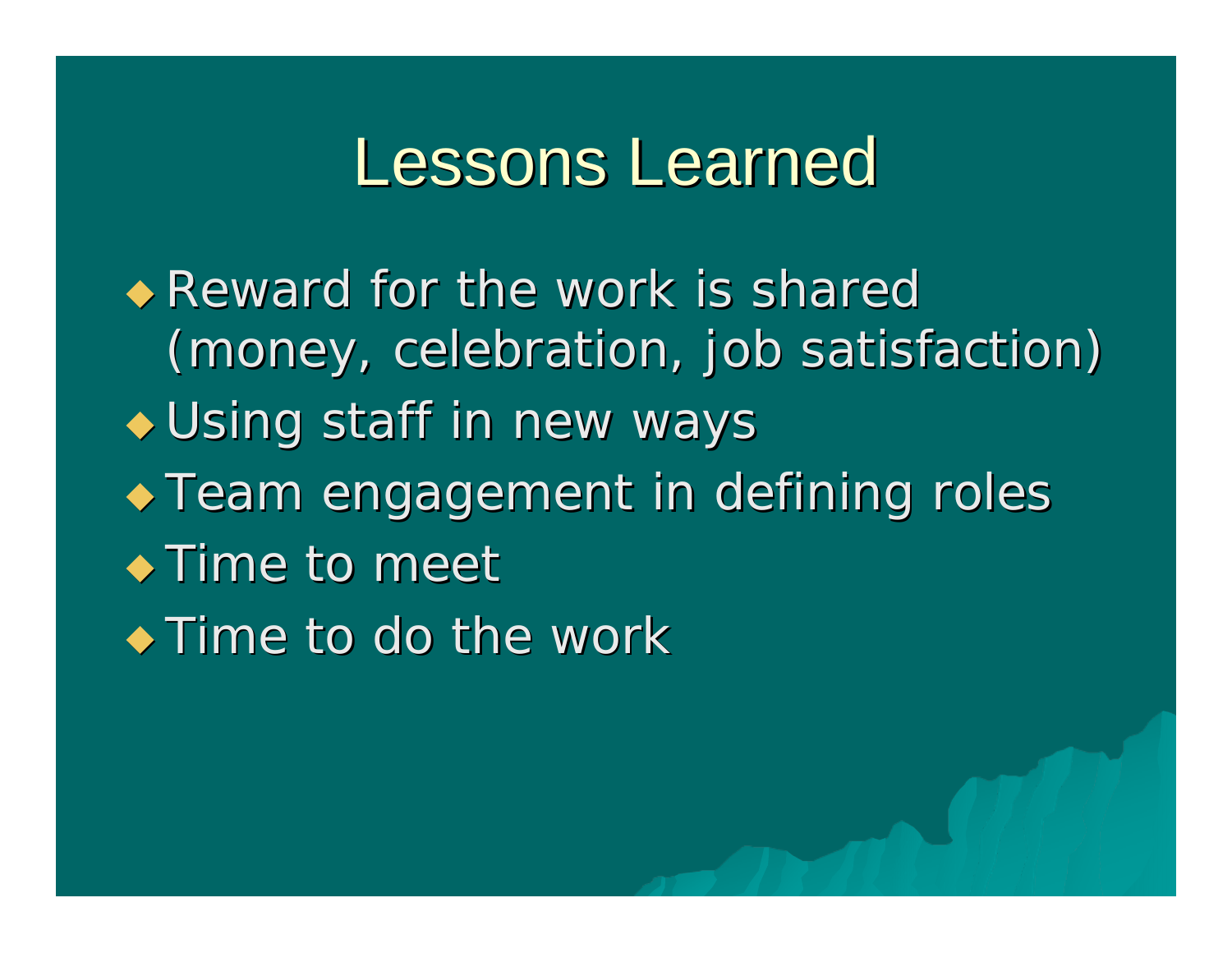# Lessons Learned

- Reward for the work is shared (money, celebration, job satisfaction)
- Using staff in new ways
- Team engagement in defining roles
- Time to meet
- Time to do the work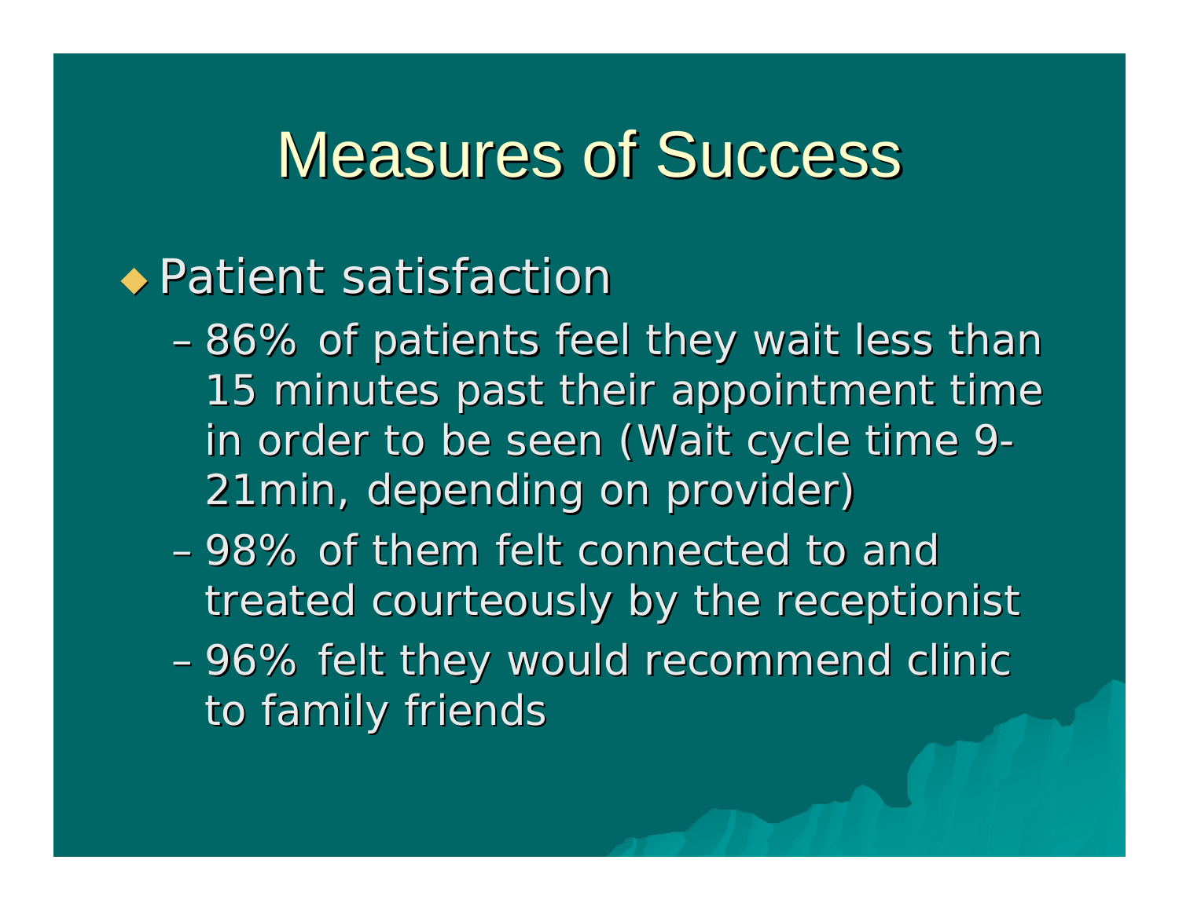# Measures of Success

- Patient satisfaction
  - 86% of patients feel they wait less than 15 minutes past their appointment time in order to be seen (Wait cycle time 9-21min, depending on provider)
  - 98% of them felt connected to and treated courteously by the receptionist
  - 96% felt they would recommend clinic to family friends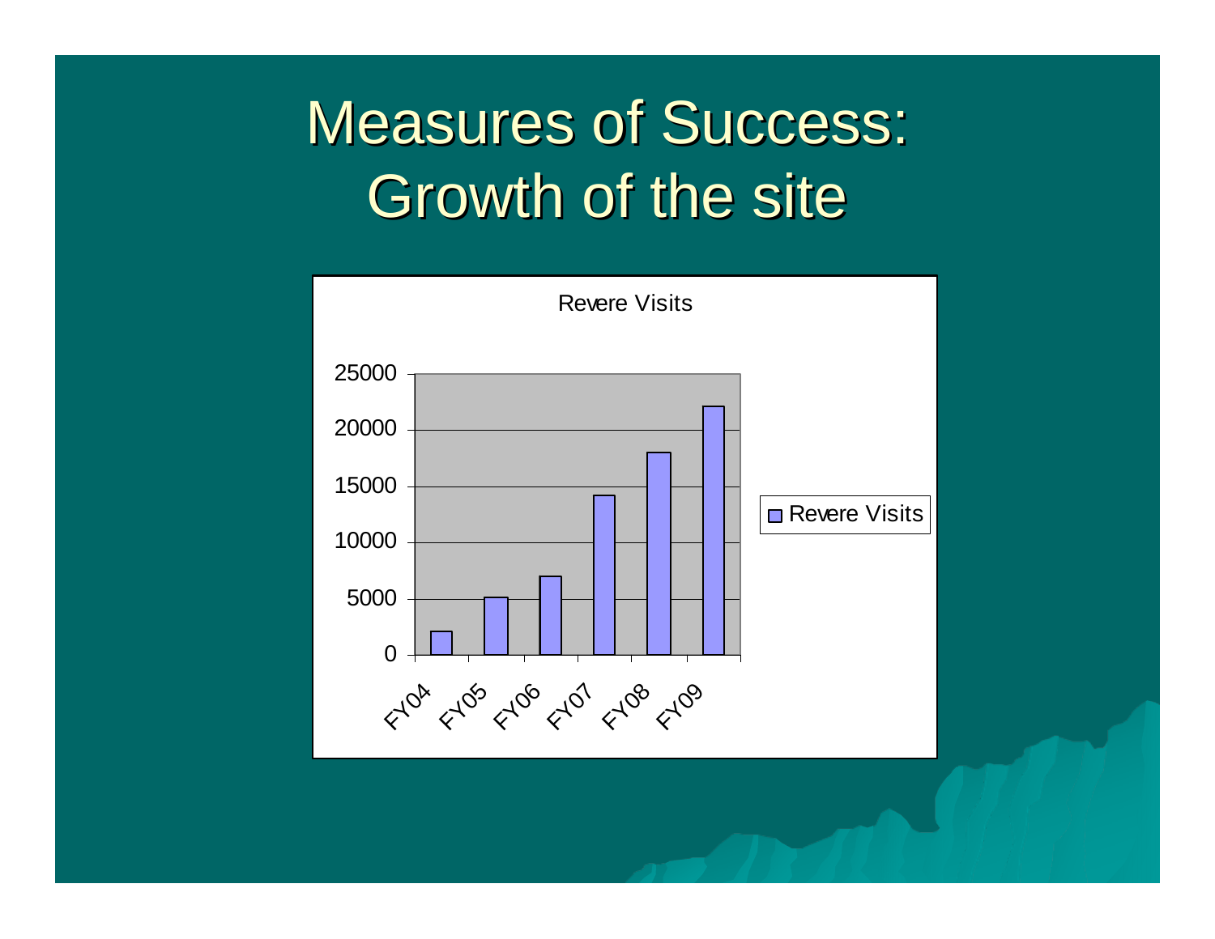# Measures of Success: Growth of the site

Revere Visits

| | Revere Visits |
|---|---|
| FY04 | ~2000 |
| FY05 | ~5100 |
| FY06 | ~7000 |
| FY07 | ~14200 |
| FY08 | ~18000 |
| FY09 | ~22100 |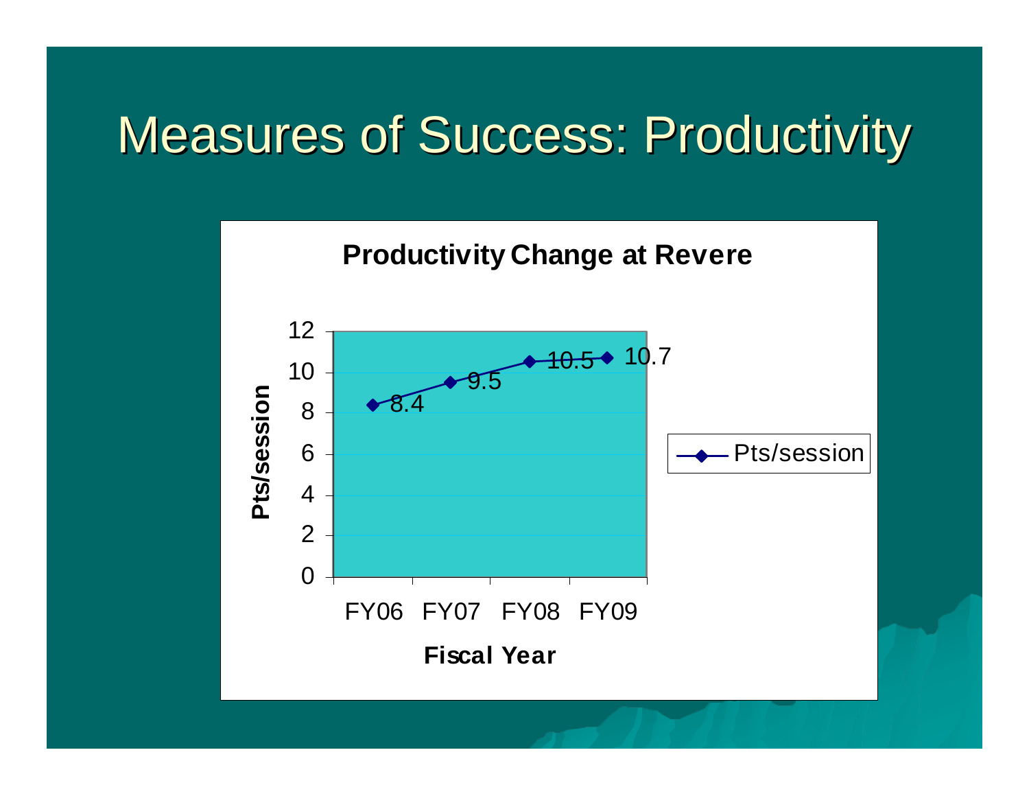# Measures of Success: Productivity

**Productivity Change at Revere**

| Fiscal Year | Pts/session |
|---|---|
| FY06 | 8.4 |
| FY07 | 9.5 |
| FY08 | 10.5 |
| FY09 | 10.7 |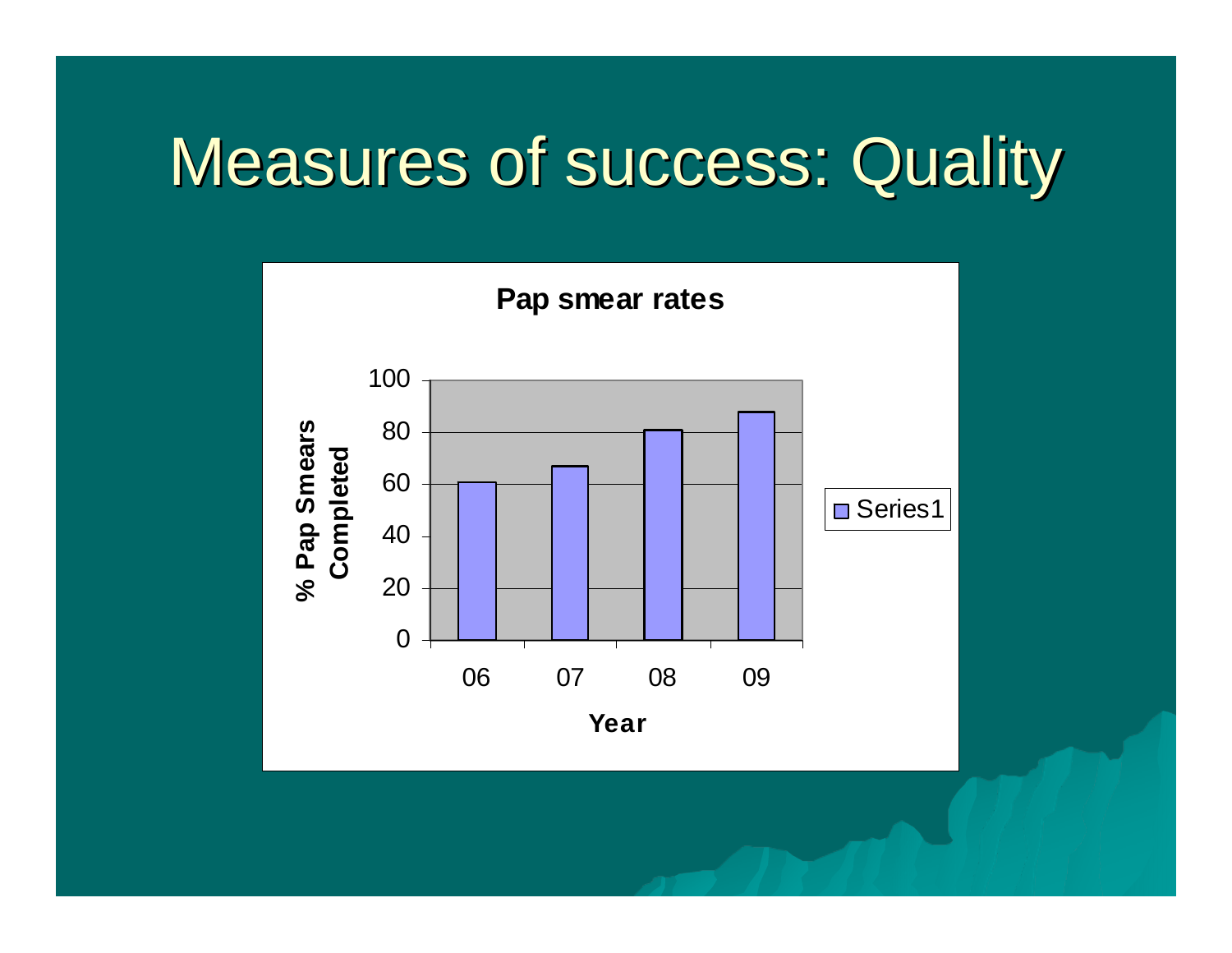# Measures of success: Quality

**Pap smear rates**

| Year | % Pap Smears Completed |
|---|---|
| 06 | ~61 |
| 07 | ~67 |
| 08 | ~81 |
| 09 | ~88 |

Series1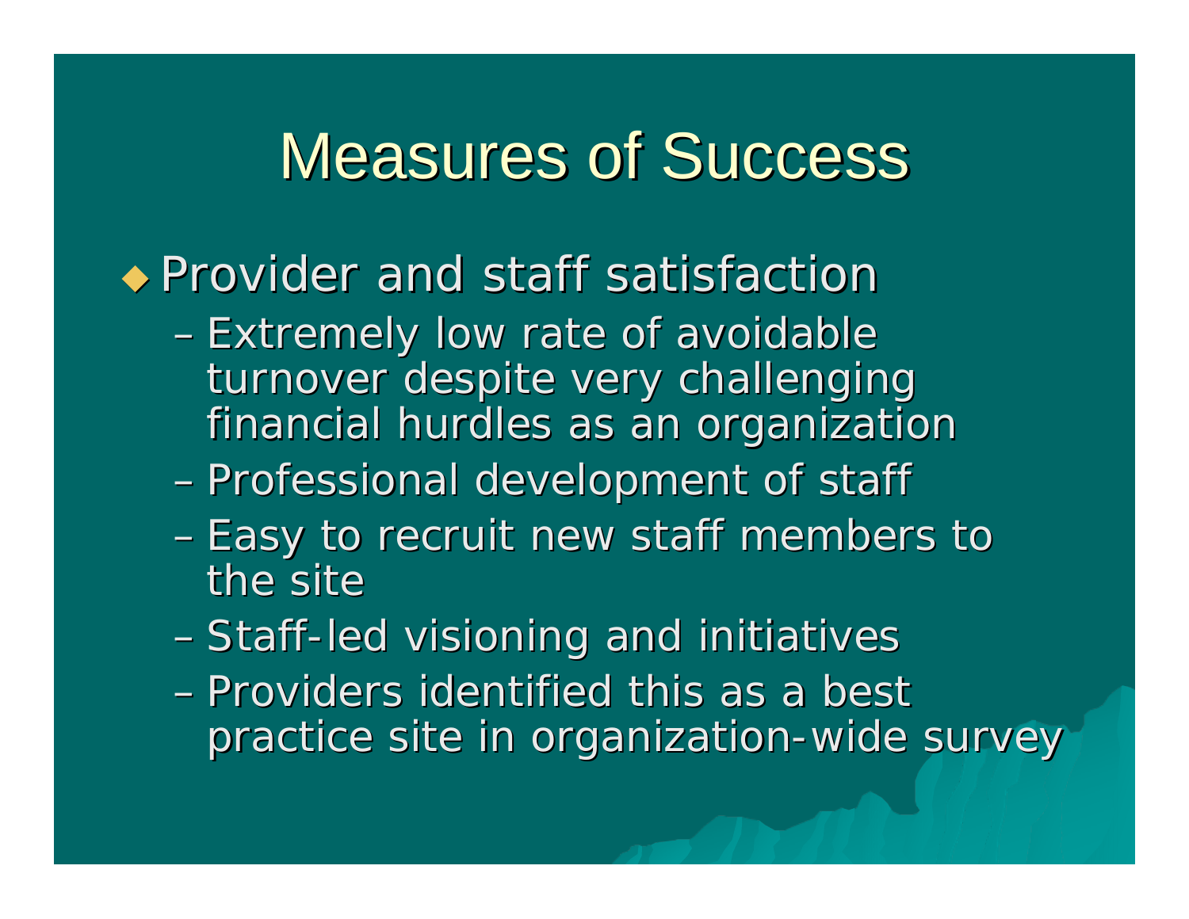# Measures of Success

- Provider and staff satisfaction
  - Extremely low rate of avoidable turnover despite very challenging financial hurdles as an organization
  - Professional development of staff
  - Easy to recruit new staff members to the site
  - Staff-led visioning and initiatives
  - Providers identified this as a best practice site in organization-wide survey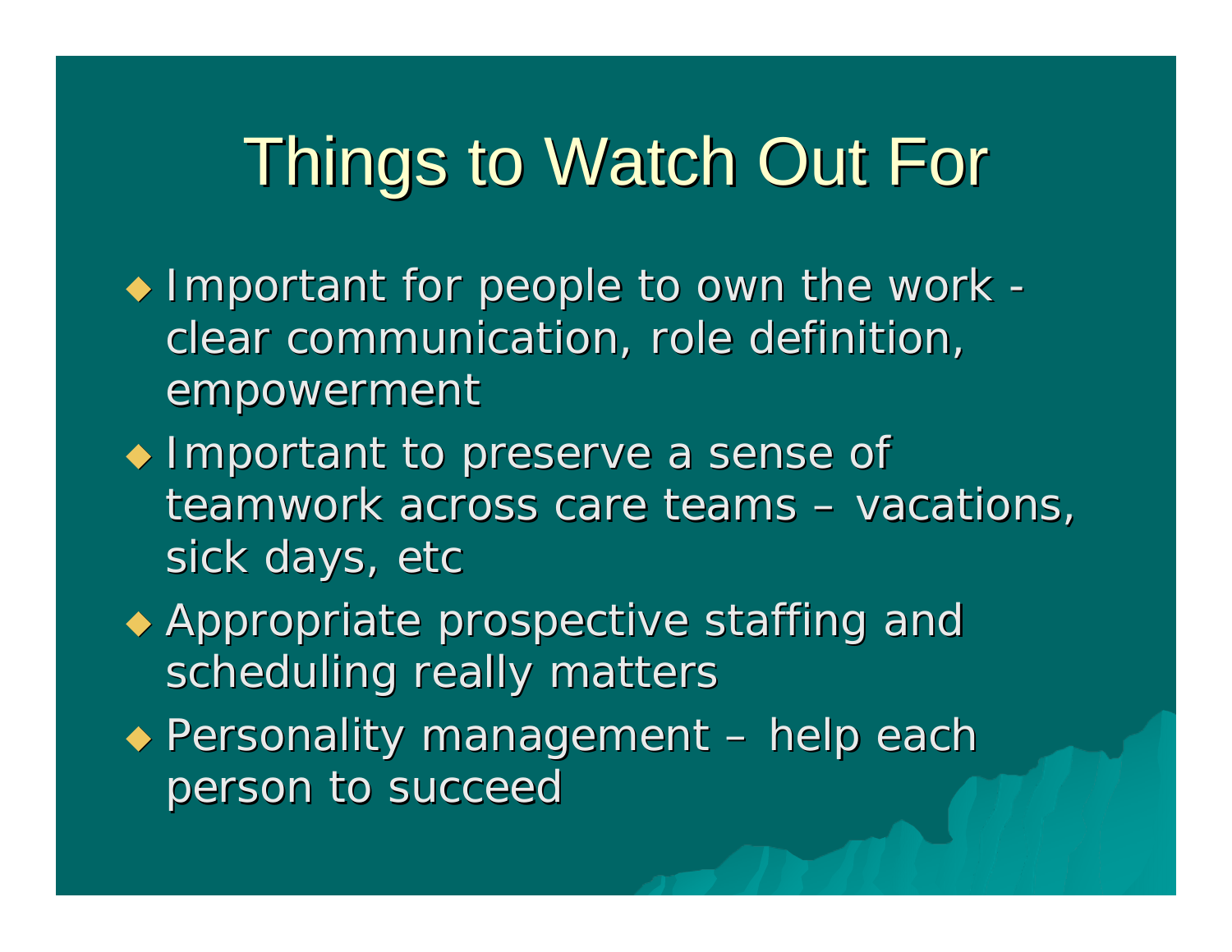# Things to Watch Out For

- Important for people to own the work - clear communication, role definition, empowerment
- Important to preserve a sense of teamwork across care teams – vacations, sick days, etc
- Appropriate prospective staffing and scheduling really matters
- Personality management – help each person to succeed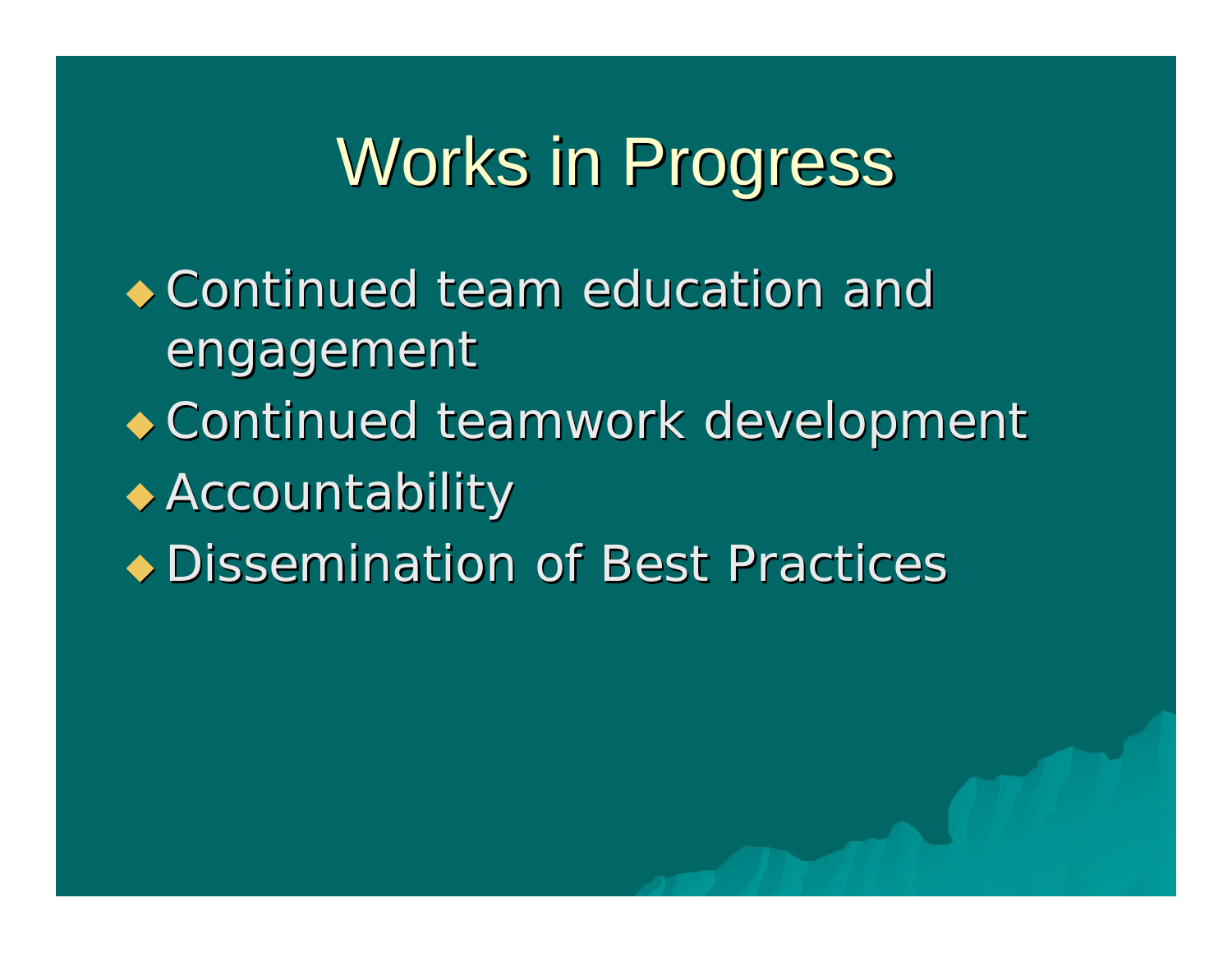# Works in Progress

- Continued team education and engagement
- Continued teamwork development
- Accountability
- Dissemination of Best Practices